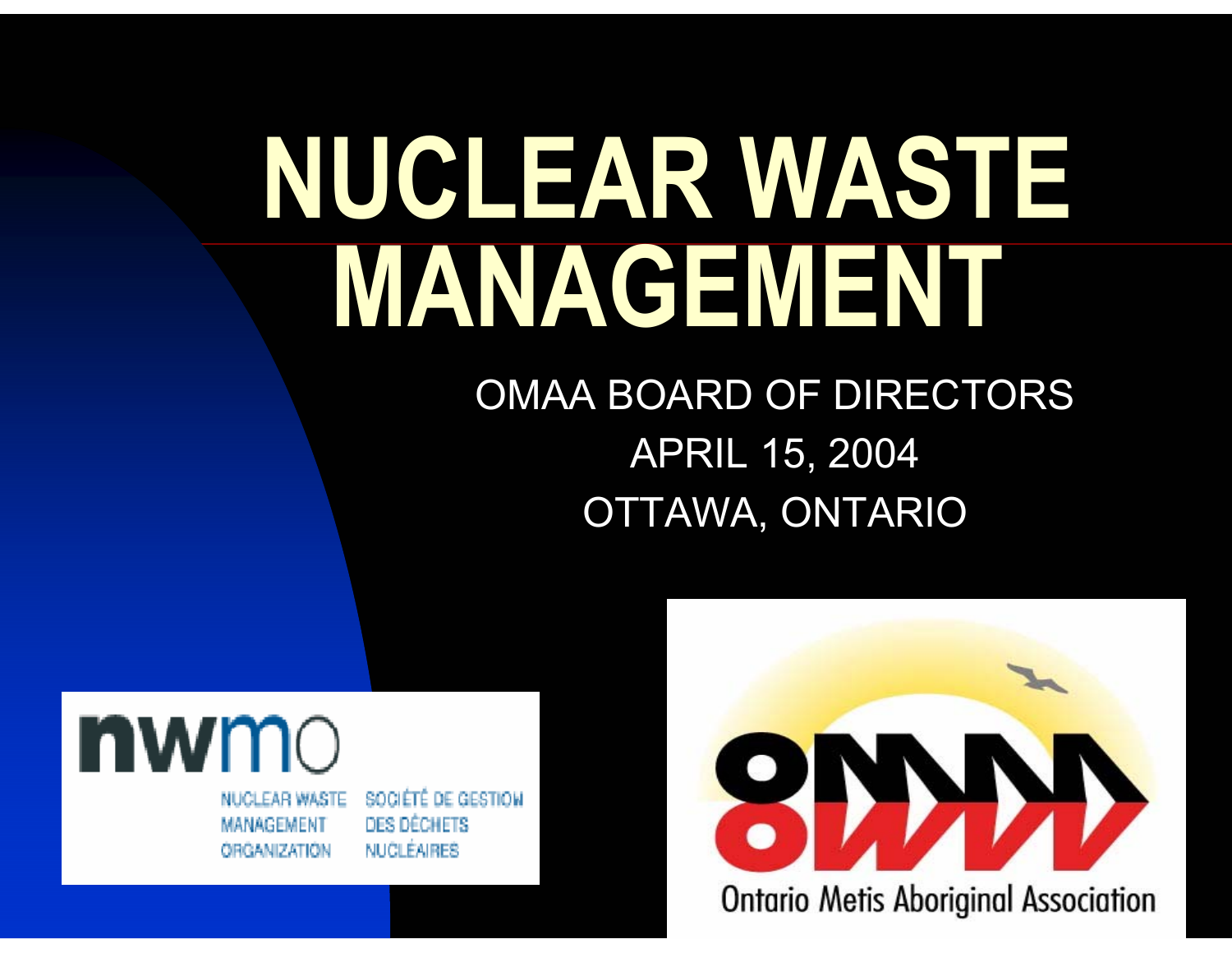# NUCLEAR WASTE MANAGEMENT

OMAA BOARD OF DIRECTORS

APRIL 15, 2004

OTTAWA, ONTARIO

nwmo

NUCLEAR WASTE MANAGEMENT ORGANIZATION

SOCIÉTÉ DE GESTION DES DÉCHETS NUCLÉAIRES

Ontario Metis Aboriginal Association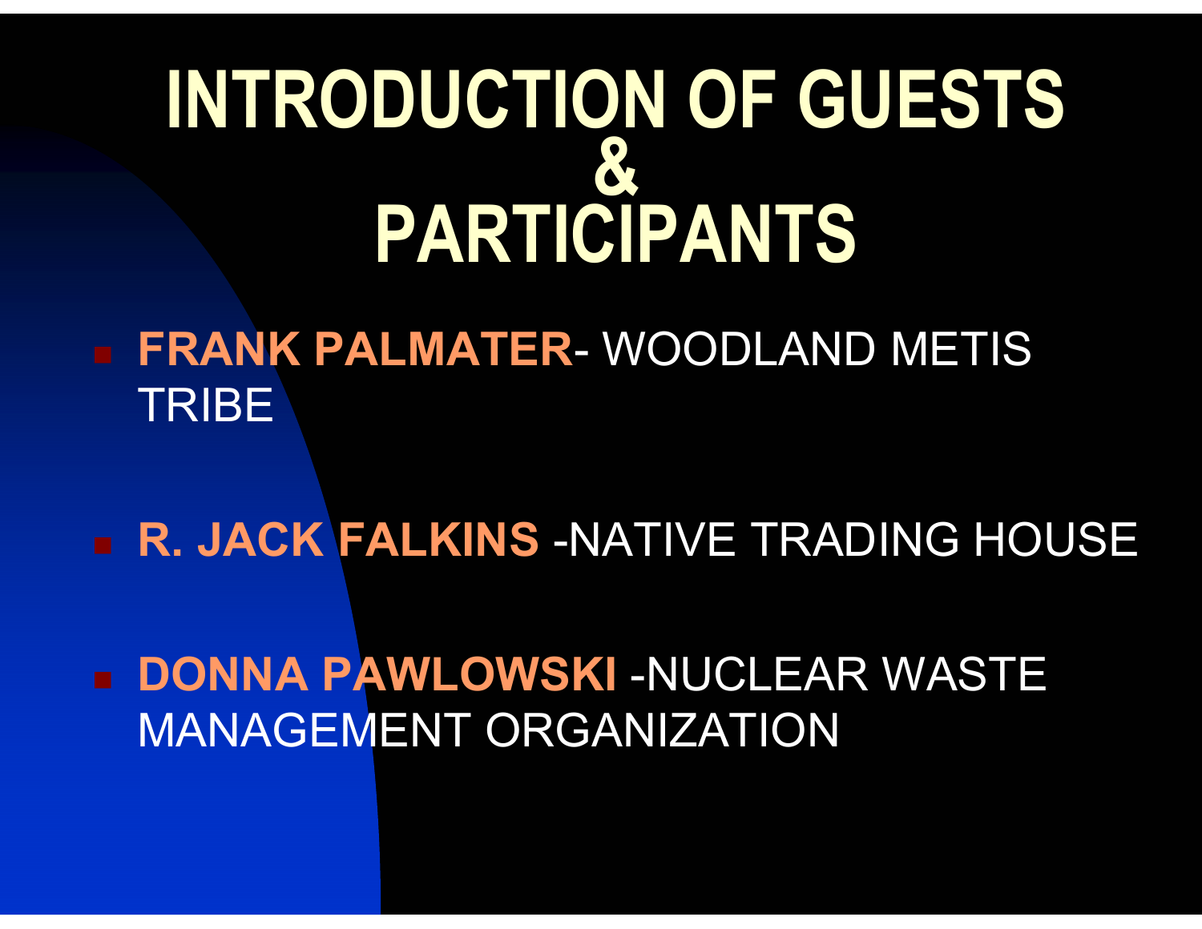# INTRODUCTION OF GUESTS & PARTICIPANTS

- **FRANK PALMATER**- WOODLAND METIS TRIBE
- **R. JACK FALKINS** -NATIVE TRADING HOUSE
- **DONNA PAWLOWSKI** -NUCLEAR WASTE MANAGEMENT ORGANIZATION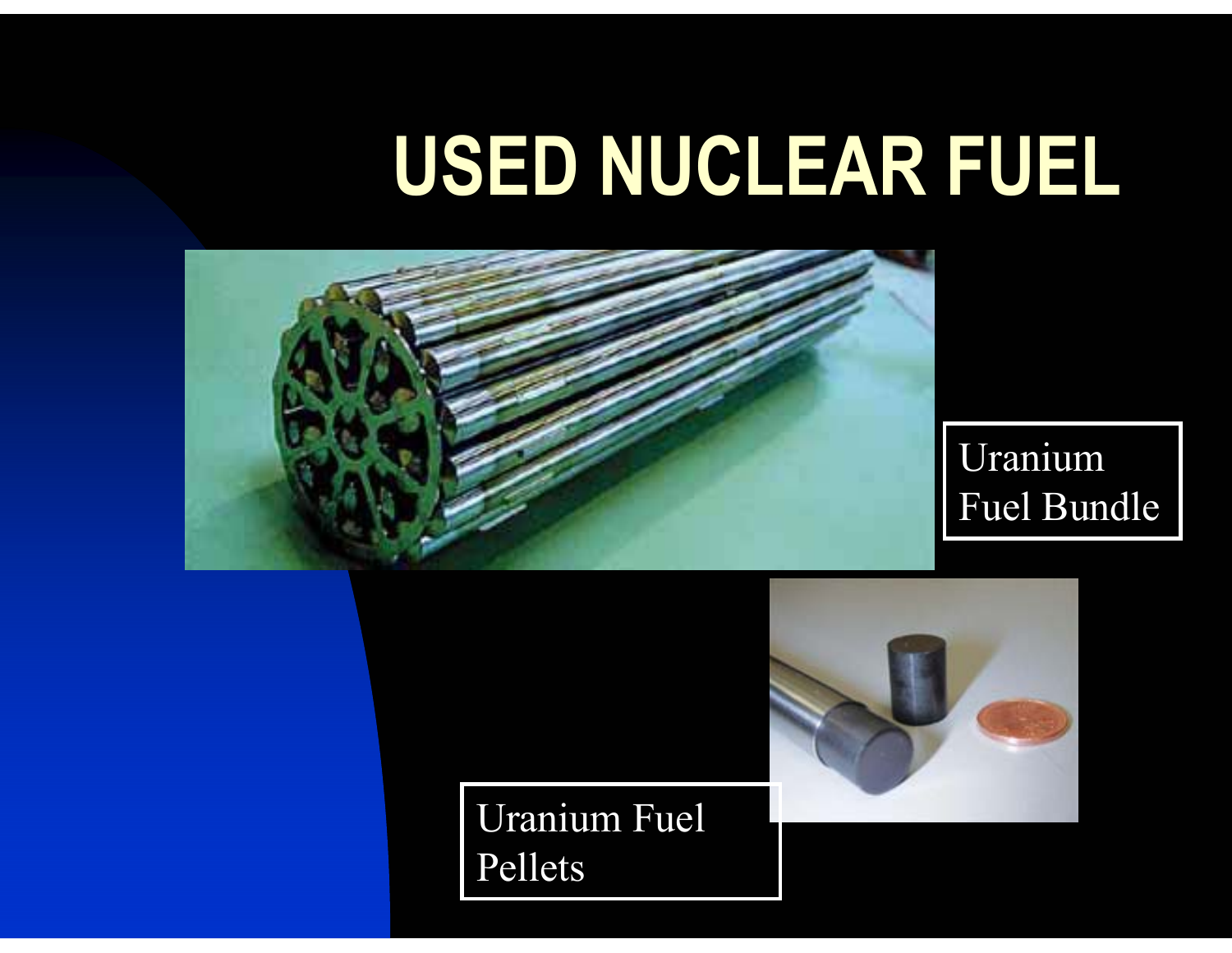# USED NUCLEAR FUEL

Uranium Fuel Bundle

Uranium Fuel Pellets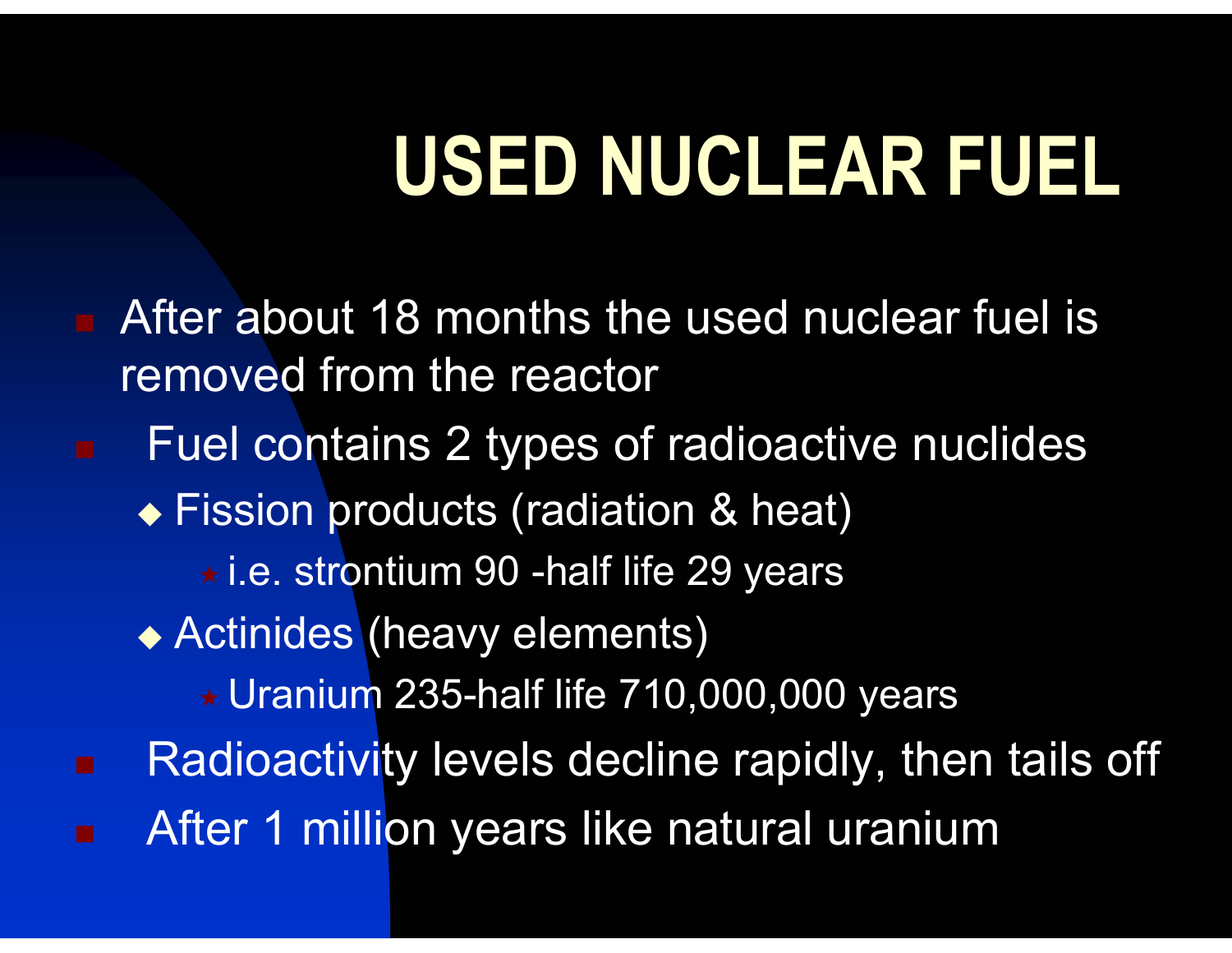# USED NUCLEAR FUEL

- After about 18 months the used nuclear fuel is removed from the reactor
- Fuel contains 2 types of radioactive nuclides
  - Fission products (radiation & heat)
    - i.e. strontium 90 -half life 29 years
  - Actinides (heavy elements)
    - Uranium 235-half life 710,000,000 years
- Radioactivity levels decline rapidly, then tails off
- After 1 million years like natural uranium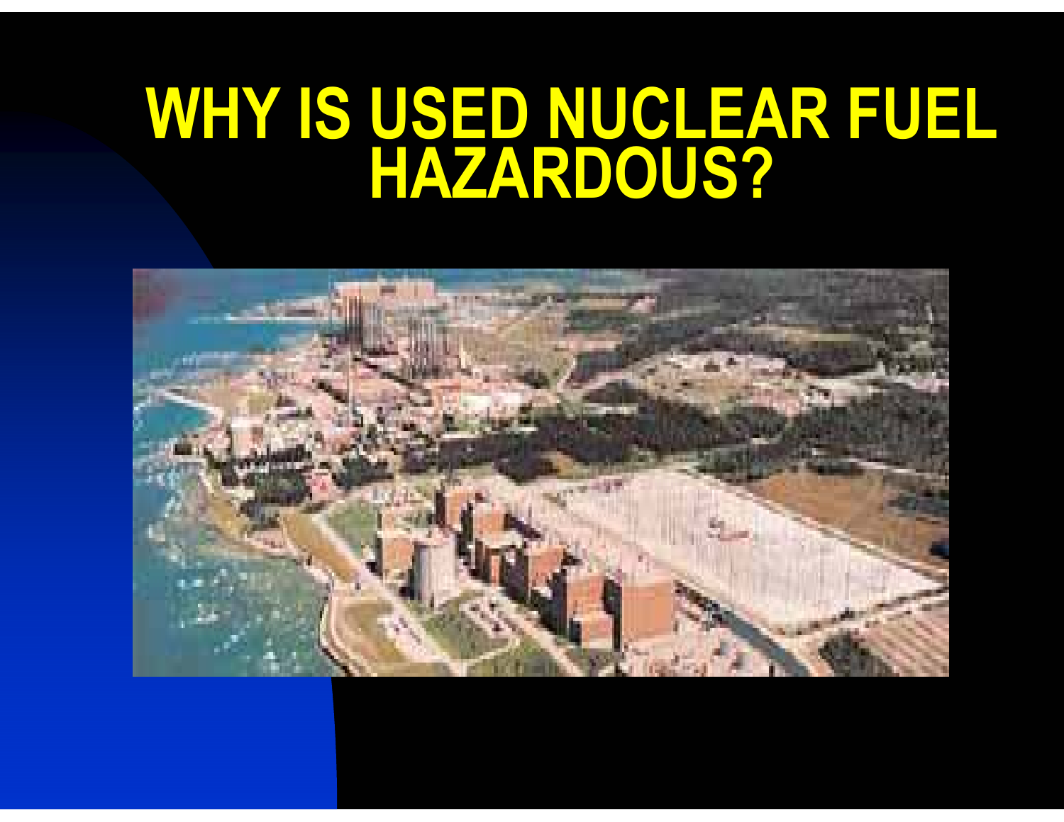# WHY IS USED NUCLEAR FUEL HAZARDOUS?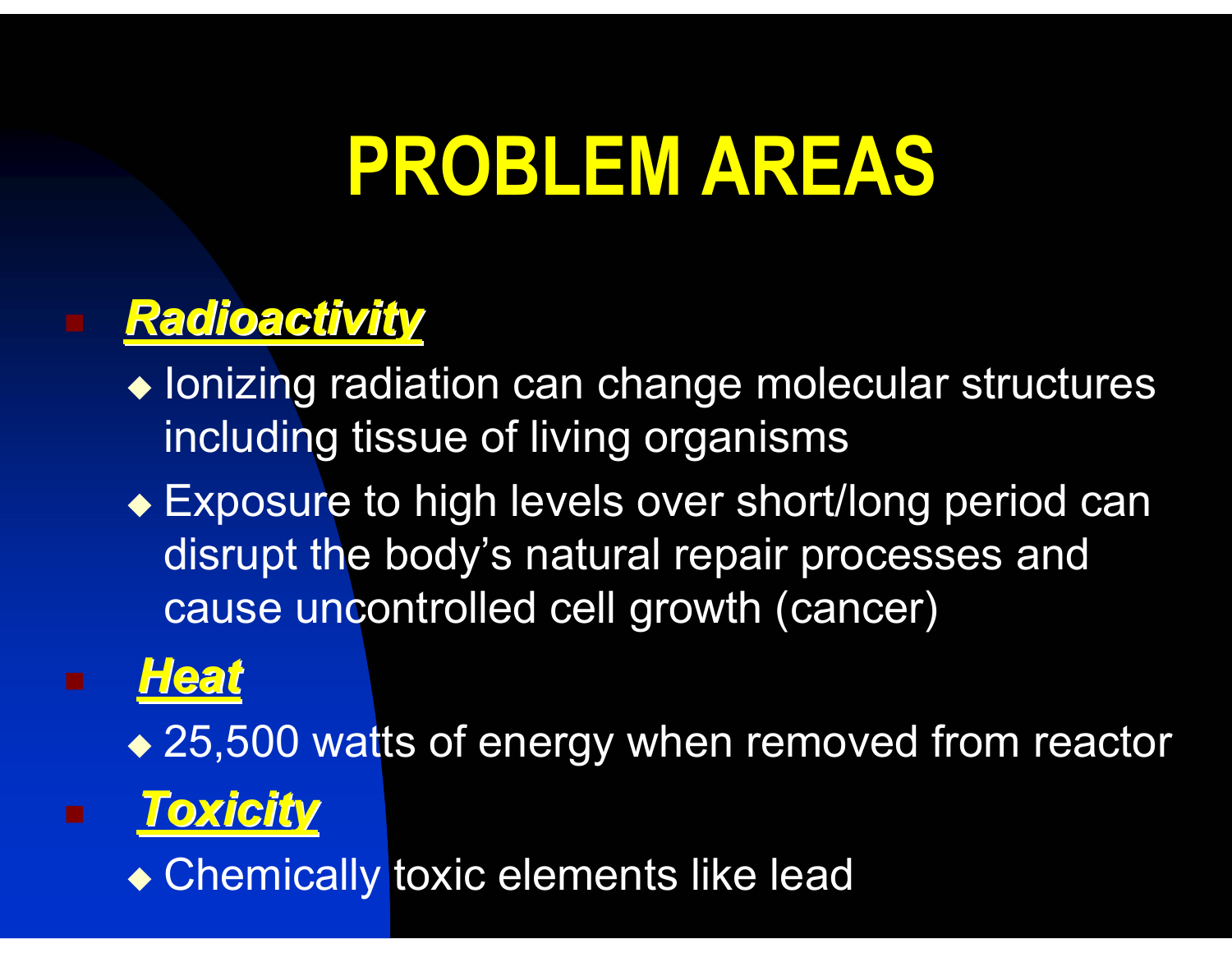# PROBLEM AREAS

- ***Radioactivity***
  - Ionizing radiation can change molecular structures including tissue of living organisms
  - Exposure to high levels over short/long period can disrupt the body’s natural repair processes and cause uncontrolled cell growth (cancer)
- ***Heat***
  - 25,500 watts of energy when removed from reactor
- ***Toxicity***
  - Chemically toxic elements like lead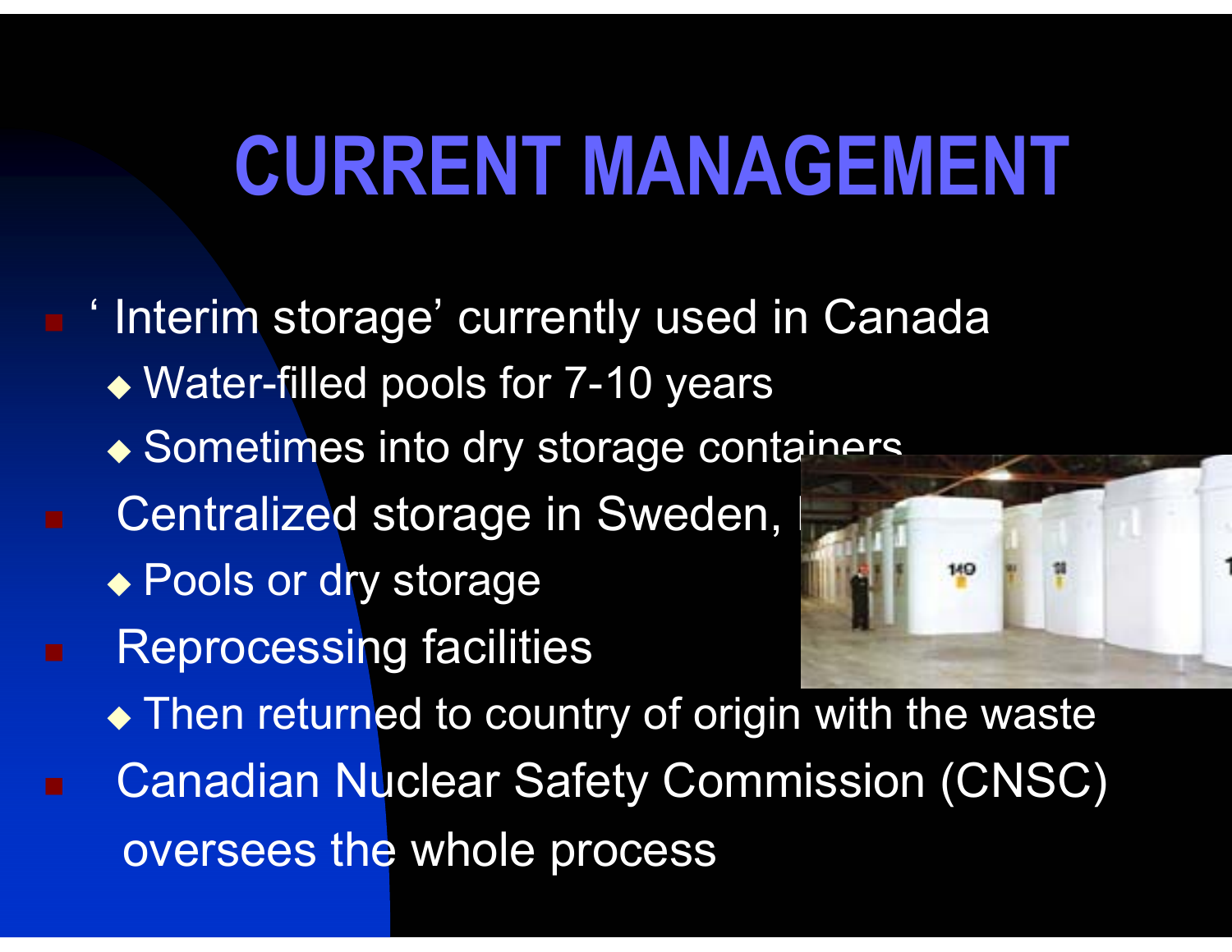# CURRENT MANAGEMENT

- ' Interim storage' currently used in Canada
  - Water-filled pools for 7-10 years
  - Sometimes into dry storage containers
- Centralized storage in Sweden,
  - Pools or dry storage
- Reprocessing facilities
  - Then returned to country of origin with the waste
- Canadian Nuclear Safety Commission (CNSC) oversees the whole process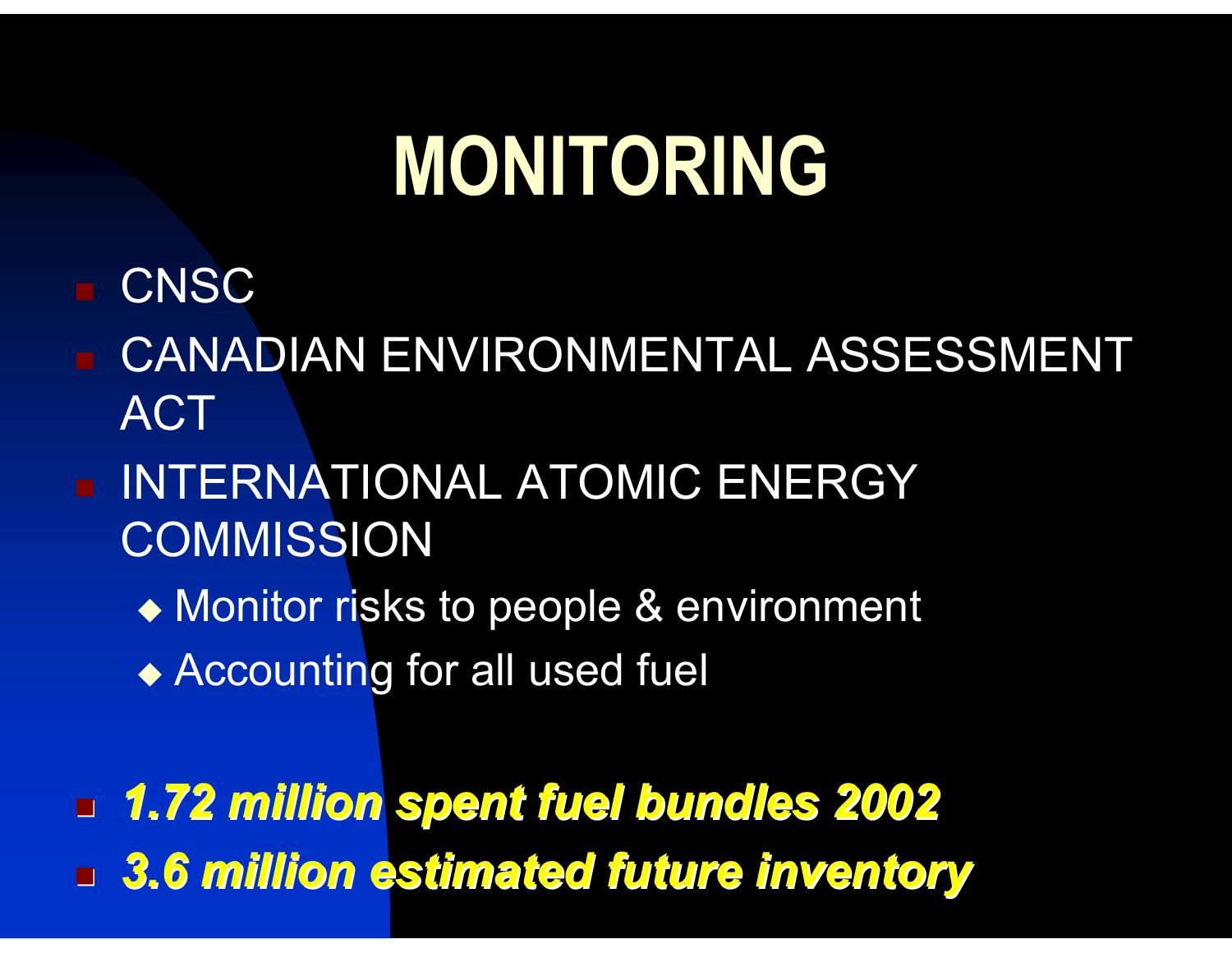# MONITORING

- CNSC
- CANADIAN ENVIRONMENTAL ASSESSMENT ACT
- INTERNATIONAL ATOMIC ENERGY COMMISSION
  - Monitor risks to people & environment
  - Accounting for all used fuel

- ***1.72 million spent fuel bundles 2002***
- ***3.6 million estimated future inventory***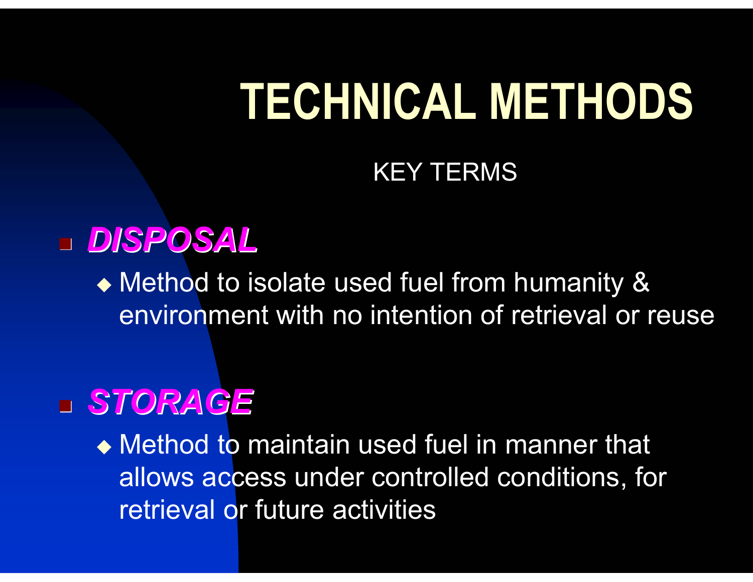# TECHNICAL METHODS

KEY TERMS

- ***DISPOSAL***
  - Method to isolate used fuel from humanity & environment with no intention of retrieval or reuse
- ***STORAGE***
  - Method to maintain used fuel in manner that allows access under controlled conditions, for retrieval or future activities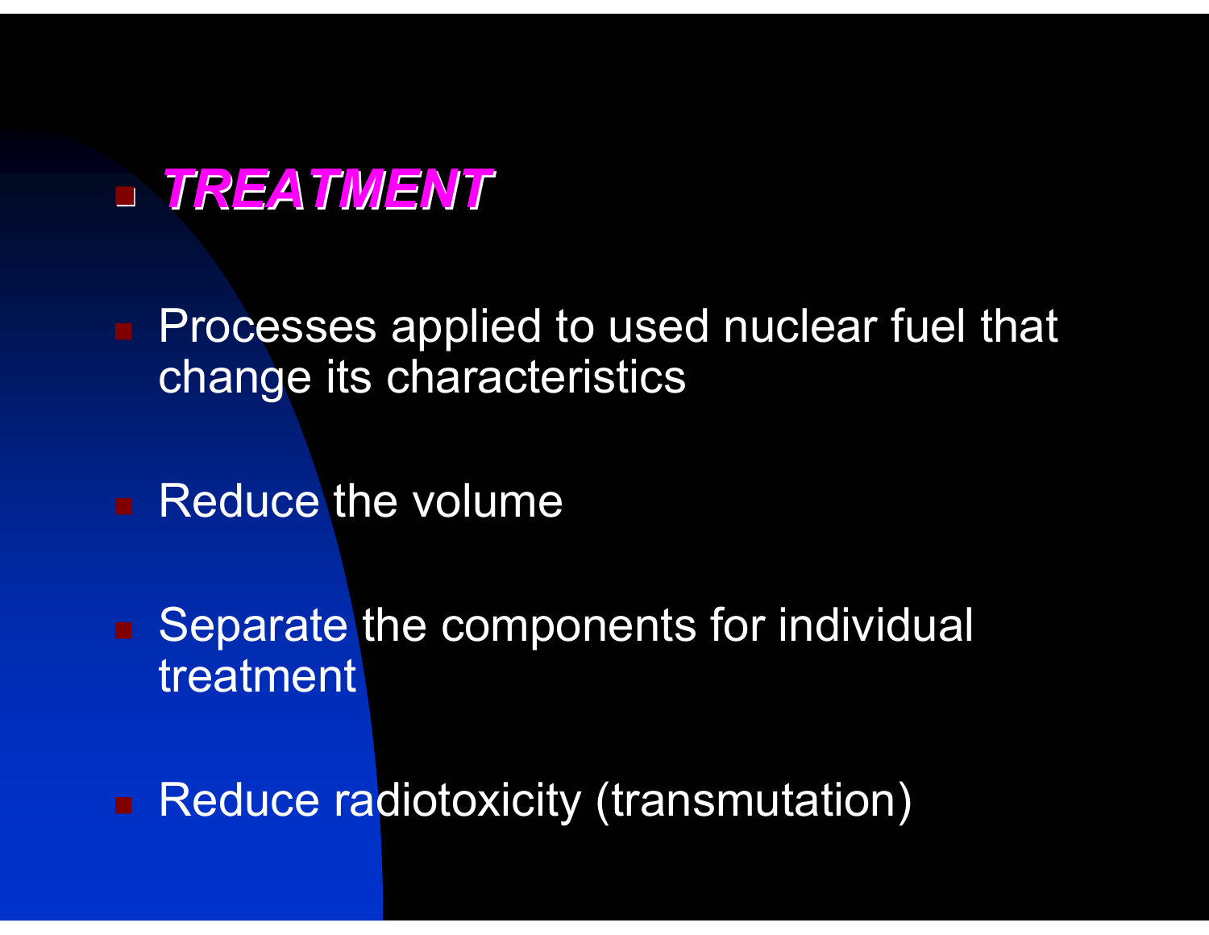## ***TREATMENT***

- Processes applied to used nuclear fuel that change its characteristics
- Reduce the volume
- Separate the components for individual treatment
- Reduce radiotoxicity (transmutation)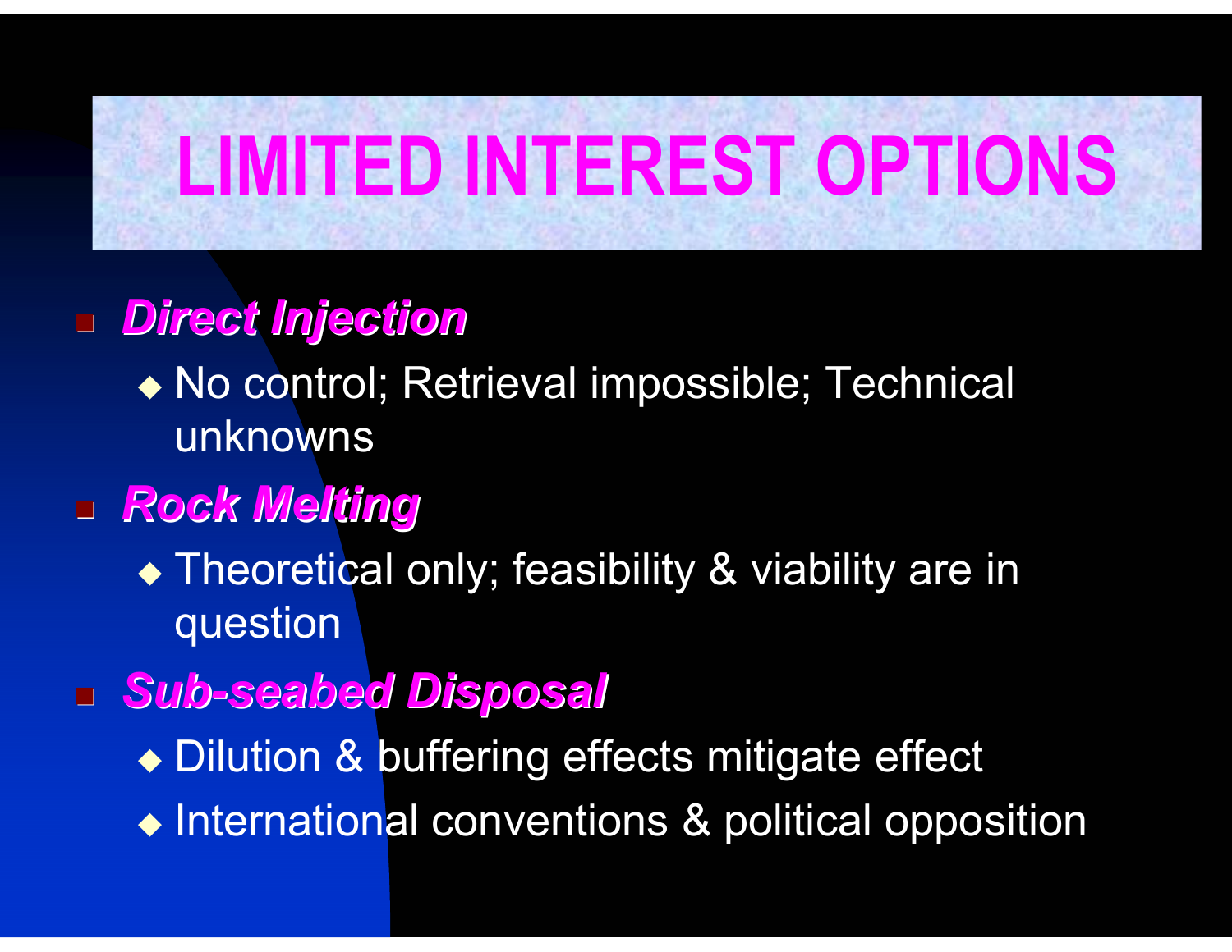# LIMITED INTEREST OPTIONS

- ***Direct Injection***
  - No control; Retrieval impossible; Technical unknowns
- ***Rock Melting***
  - Theoretical only; feasibility & viability are in question
- ***Sub-seabed Disposal***
  - Dilution & buffering effects mitigate effect
  - International conventions & political opposition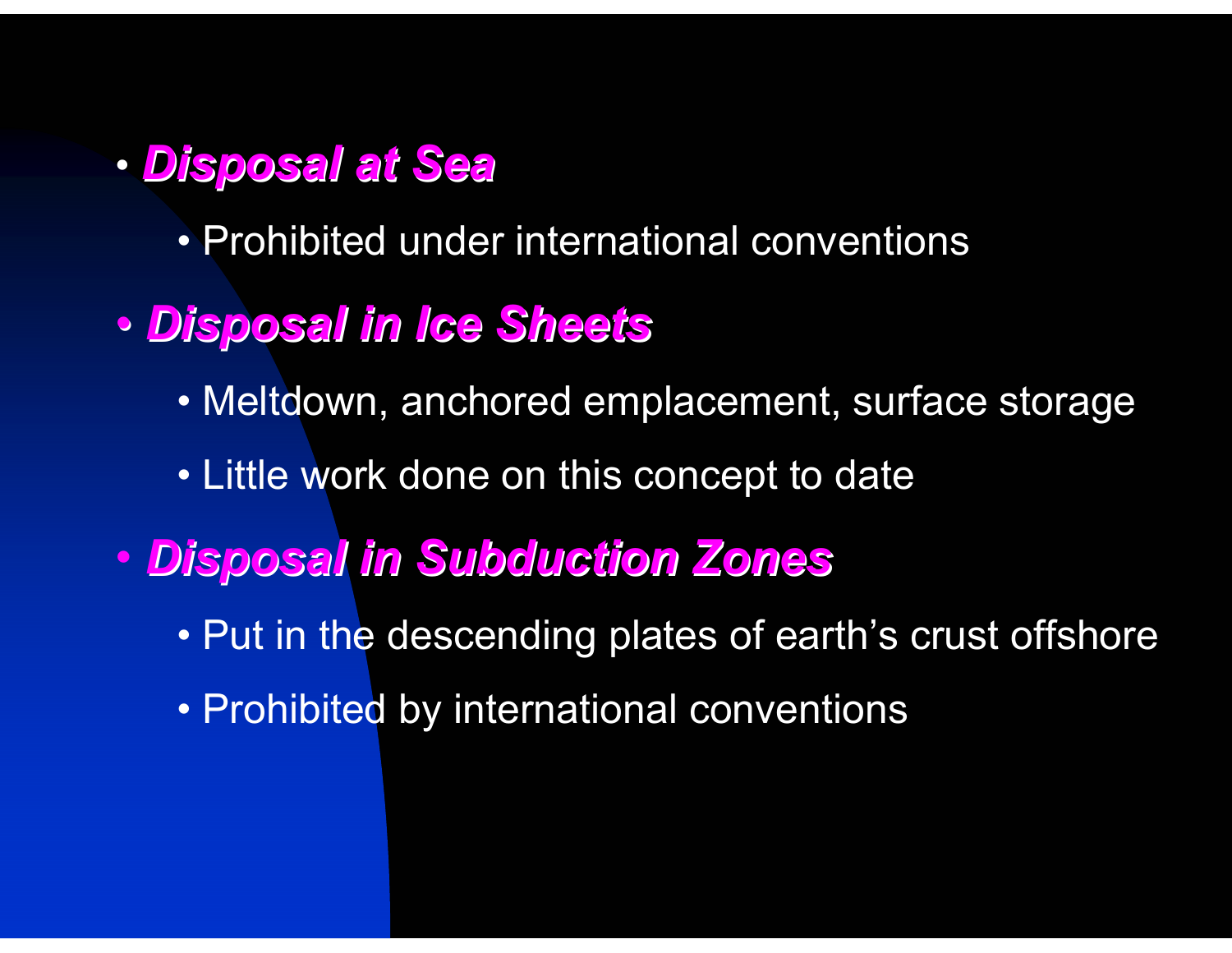- ***Disposal at Sea***
  - Prohibited under international conventions
- ***Disposal in Ice Sheets***
  - Meltdown, anchored emplacement, surface storage
  - Little work done on this concept to date
- ***Disposal in Subduction Zones***
  - Put in the descending plates of earth's crust offshore
  - Prohibited by international conventions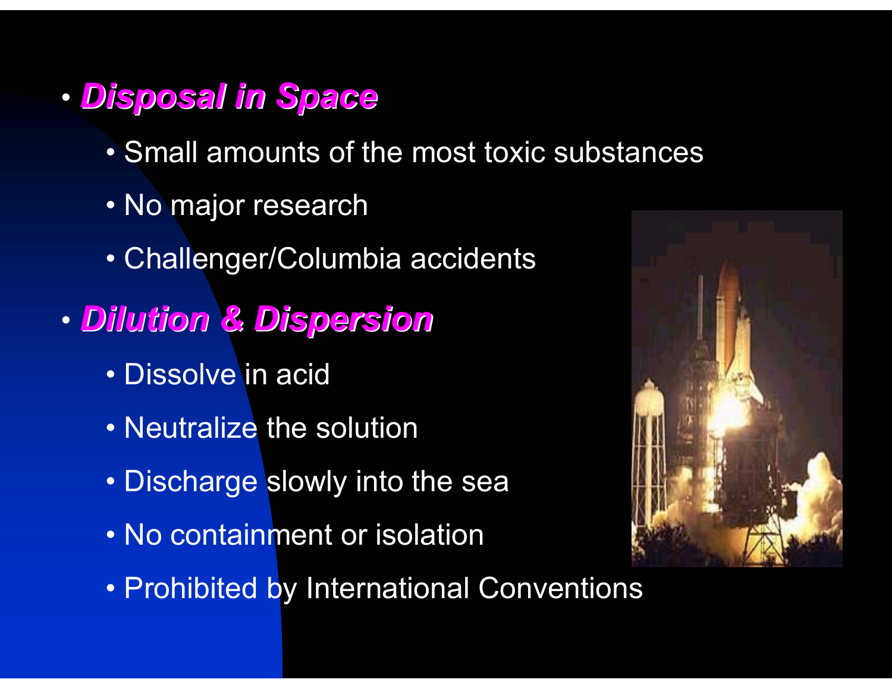- ***Disposal in Space***
  - Small amounts of the most toxic substances
  - No major research
  - Challenger/Columbia accidents
- ***Dilution & Dispersion***
  - Dissolve in acid
  - Neutralize the solution
  - Discharge slowly into the sea
  - No containment or isolation
  - Prohibited by International Conventions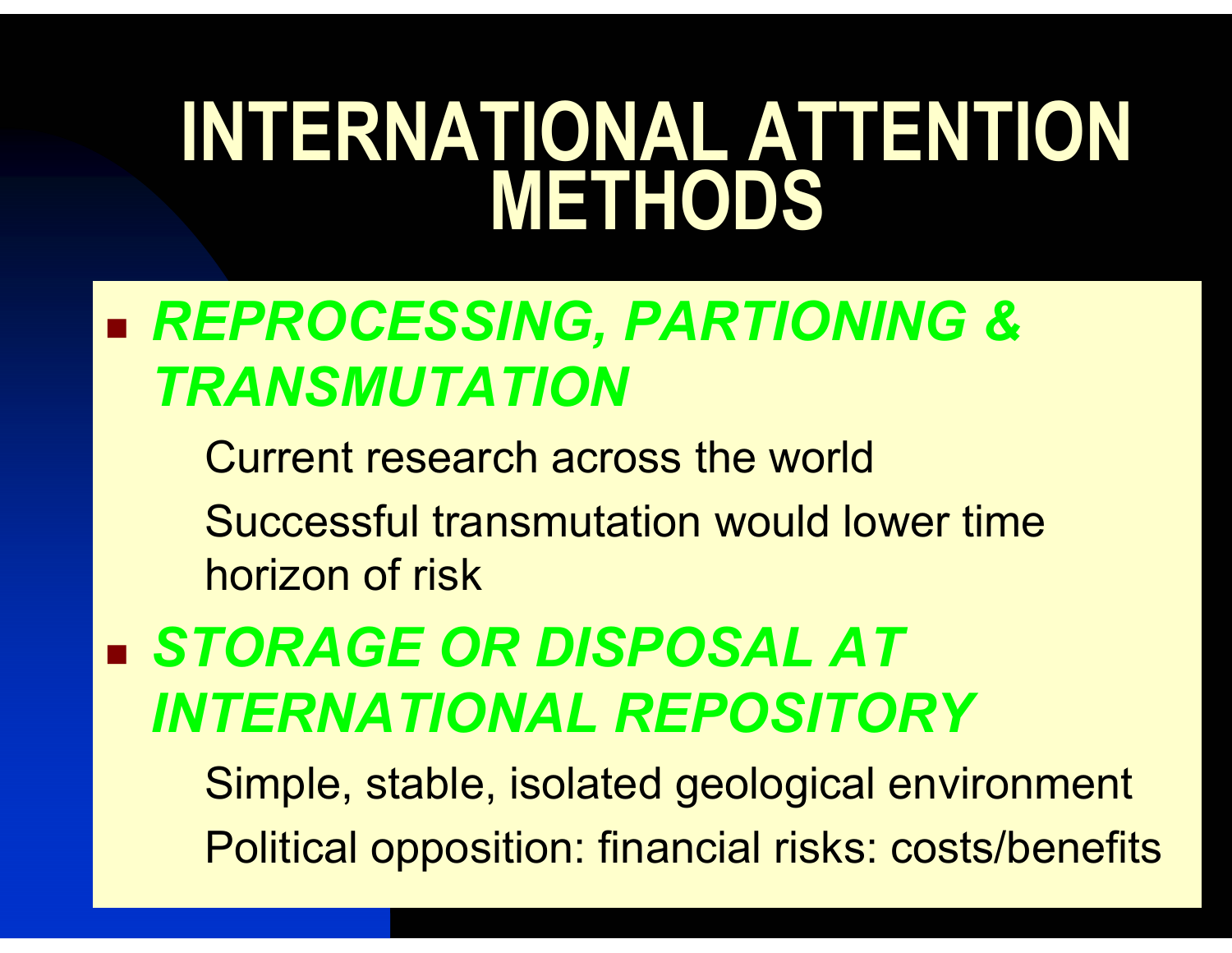# INTERNATIONAL ATTENTION METHODS

- ***REPROCESSING, PARTIONING & TRANSMUTATION***
  - Current research across the world
  - Successful transmutation would lower time horizon of risk
- ***STORAGE OR DISPOSAL AT INTERNATIONAL REPOSITORY***
  - Simple, stable, isolated geological environment
  - Political opposition: financial risks: costs/benefits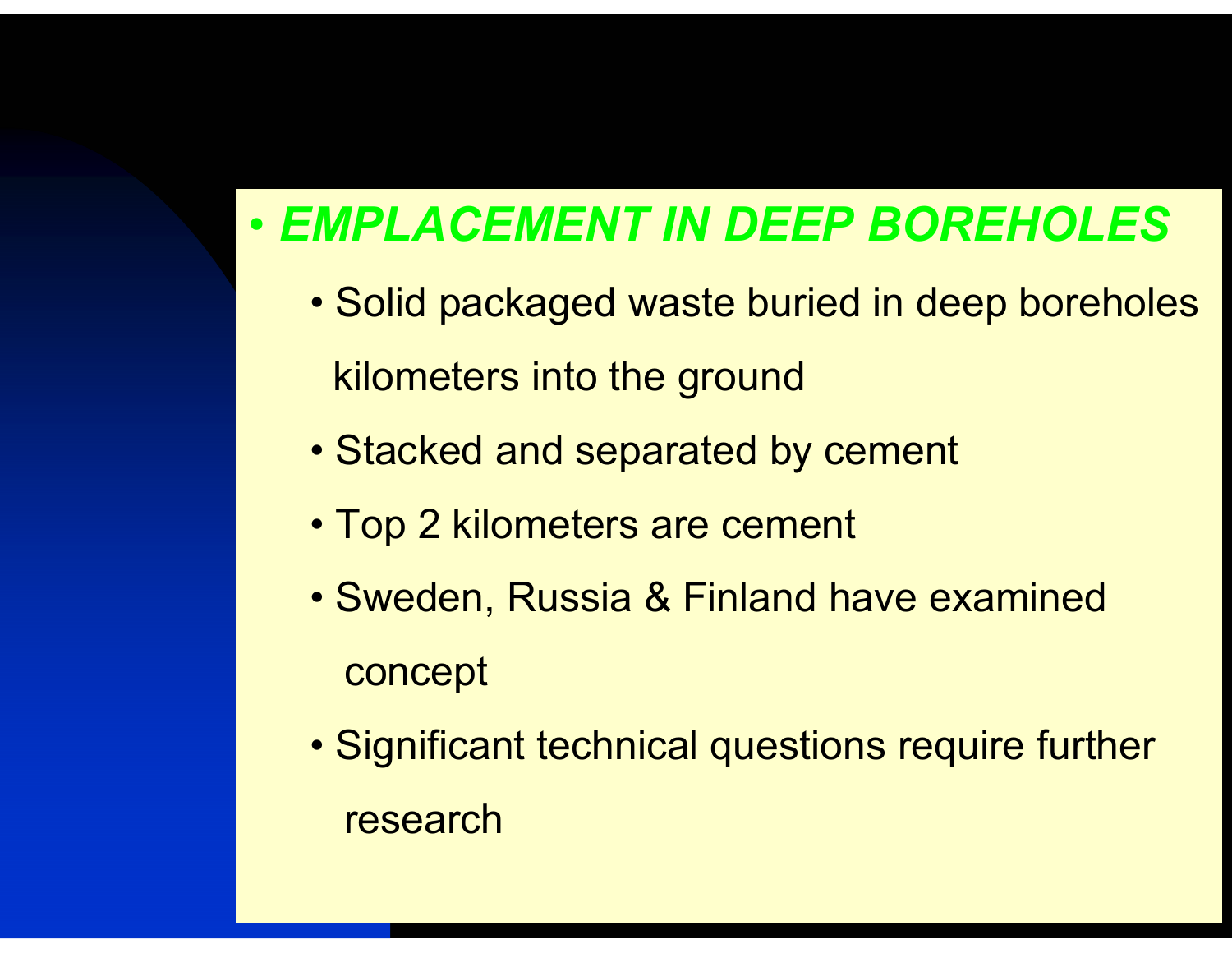- ***EMPLACEMENT IN DEEP BOREHOLES***
  - Solid packaged waste buried in deep boreholes kilometers into the ground
  - Stacked and separated by cement
  - Top 2 kilometers are cement
  - Sweden, Russia & Finland have examined concept
  - Significant technical questions require further research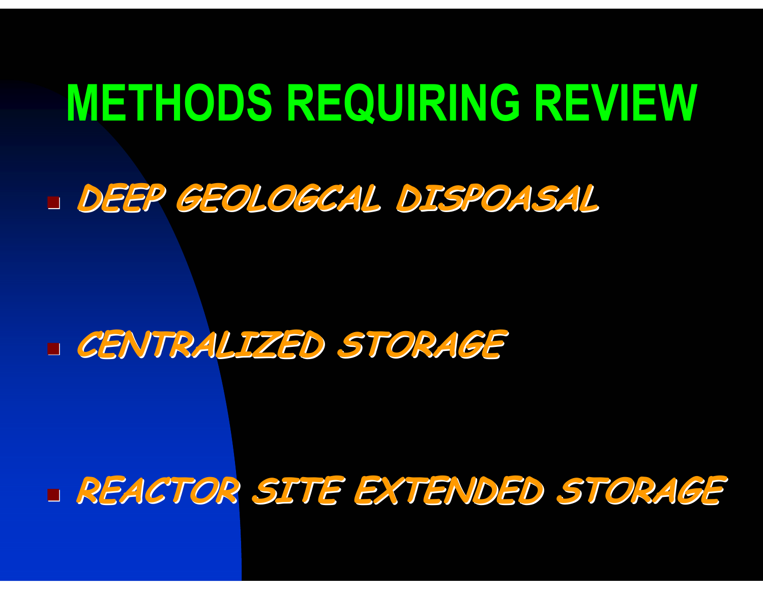# METHODS REQUIRING REVIEW

- *DEEP GEOLOGCAL DISPOASAL*
- *CENTRALIZED STORAGE*
- *REACTOR SITE EXTENDED STORAGE*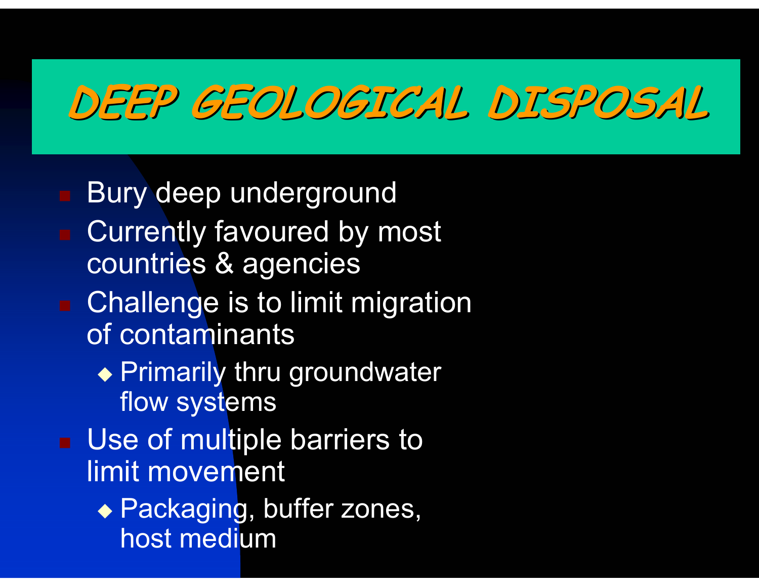# DEEP GEOLOGICAL DISPOSAL

- Bury deep underground
- Currently favoured by most countries & agencies
- Challenge is to limit migration of contaminants
  - Primarily thru groundwater flow systems
- Use of multiple barriers to limit movement
  - Packaging, buffer zones, host medium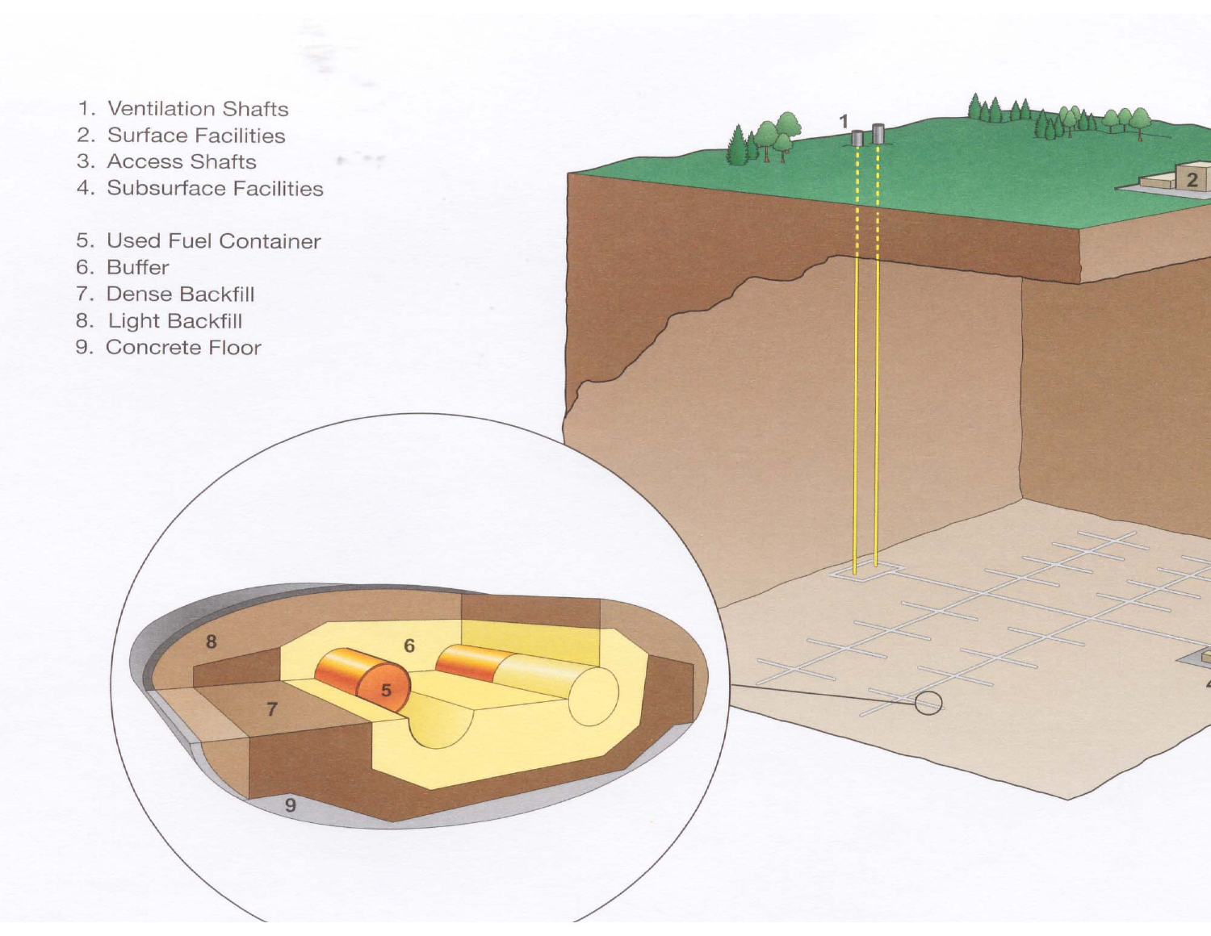1. Ventilation Shafts
2. Surface Facilities
3. Access Shafts
4. Subsurface Facilities

5. Used Fuel Container
6. Buffer
7. Dense Backfill
8. Light Backfill
9. Concrete Floor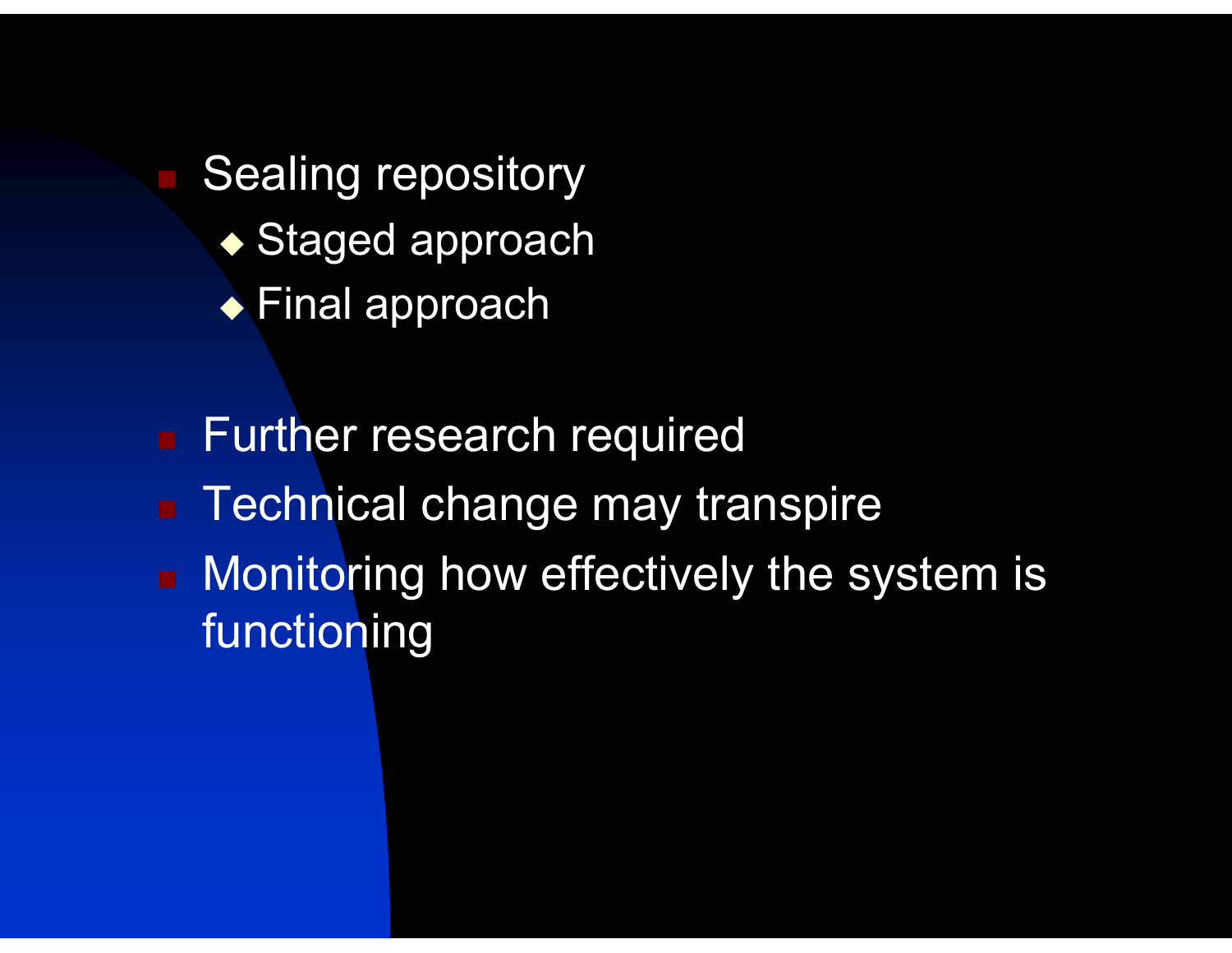- Sealing repository
  - Staged approach
  - Final approach

- Further research required
- Technical change may transpire
- Monitoring how effectively the system is functioning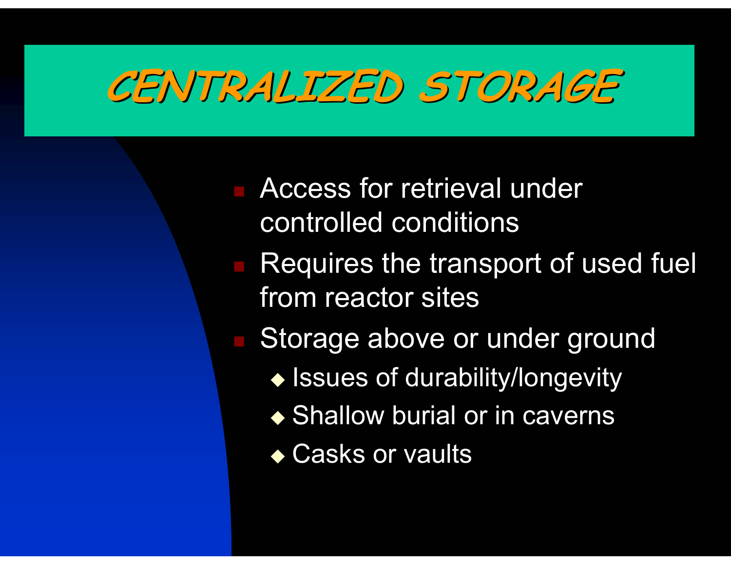# CENTRALIZED STORAGE

- Access for retrieval under controlled conditions
- Requires the transport of used fuel from reactor sites
- Storage above or under ground
  - Issues of durability/longevity
  - Shallow burial or in caverns
  - Casks or vaults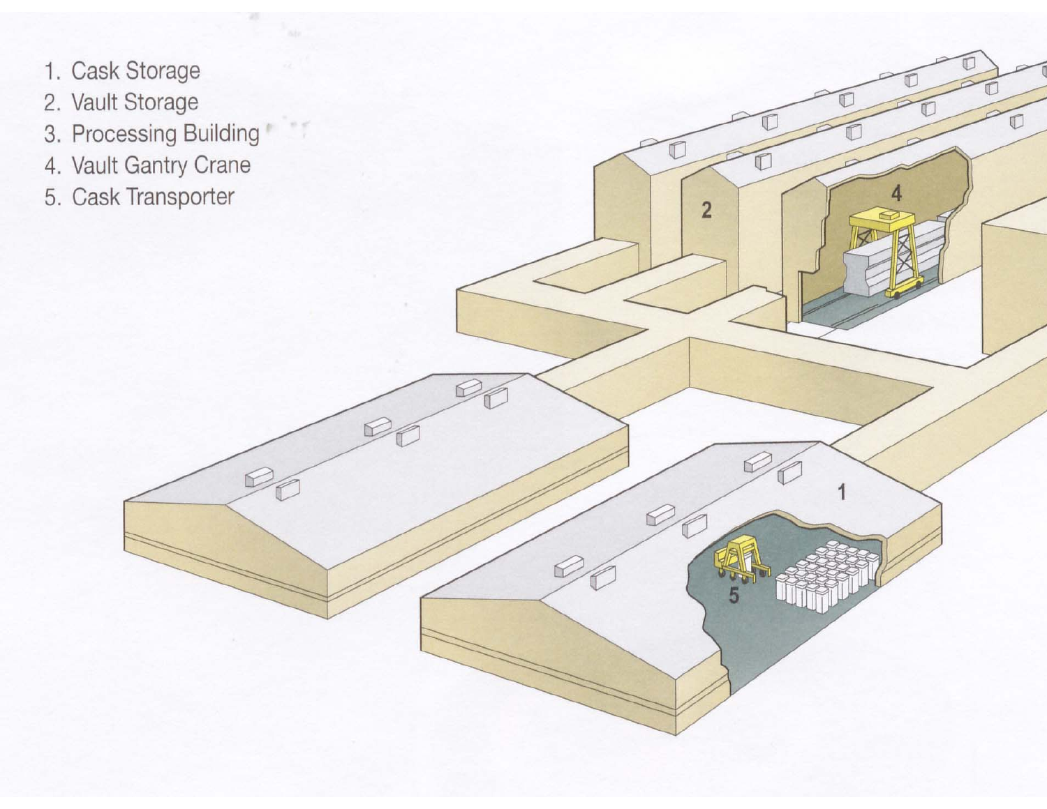1. Cask Storage
2. Vault Storage
3. Processing Building
4. Vault Gantry Crane
5. Cask Transporter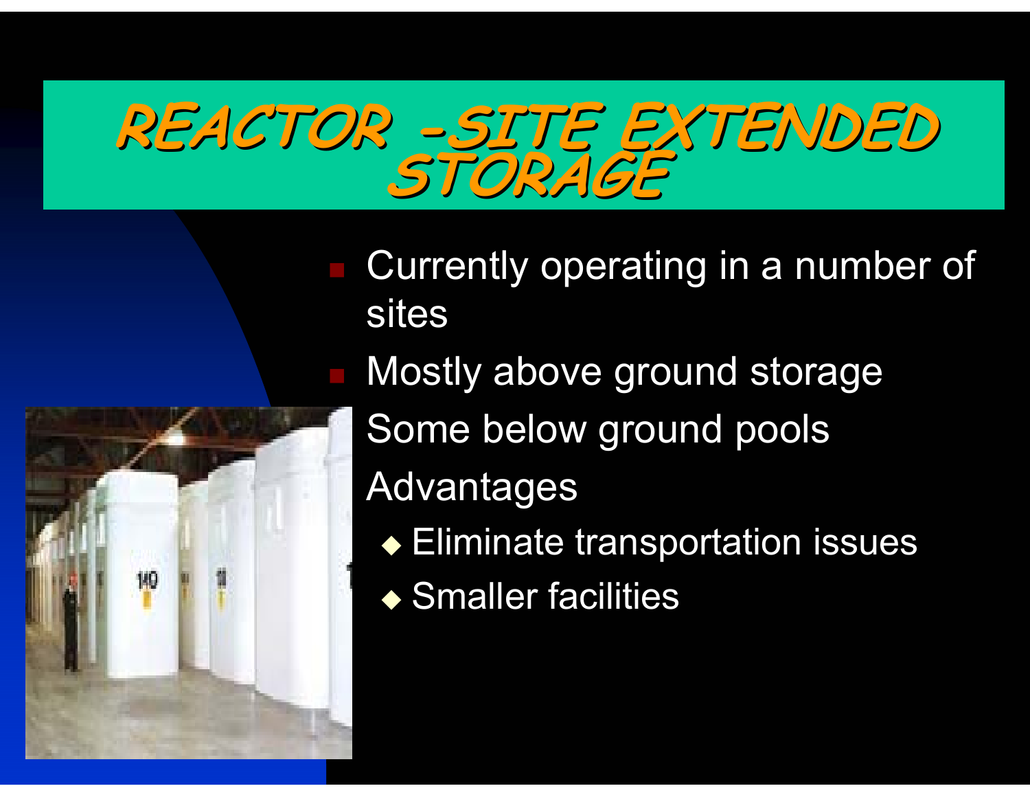# REACTOR -SITE EXTENDED STORAGE

- Currently operating in a number of sites
- Mostly above ground storage
- Some below ground pools
- Advantages
  - Eliminate transportation issues
  - Smaller facilities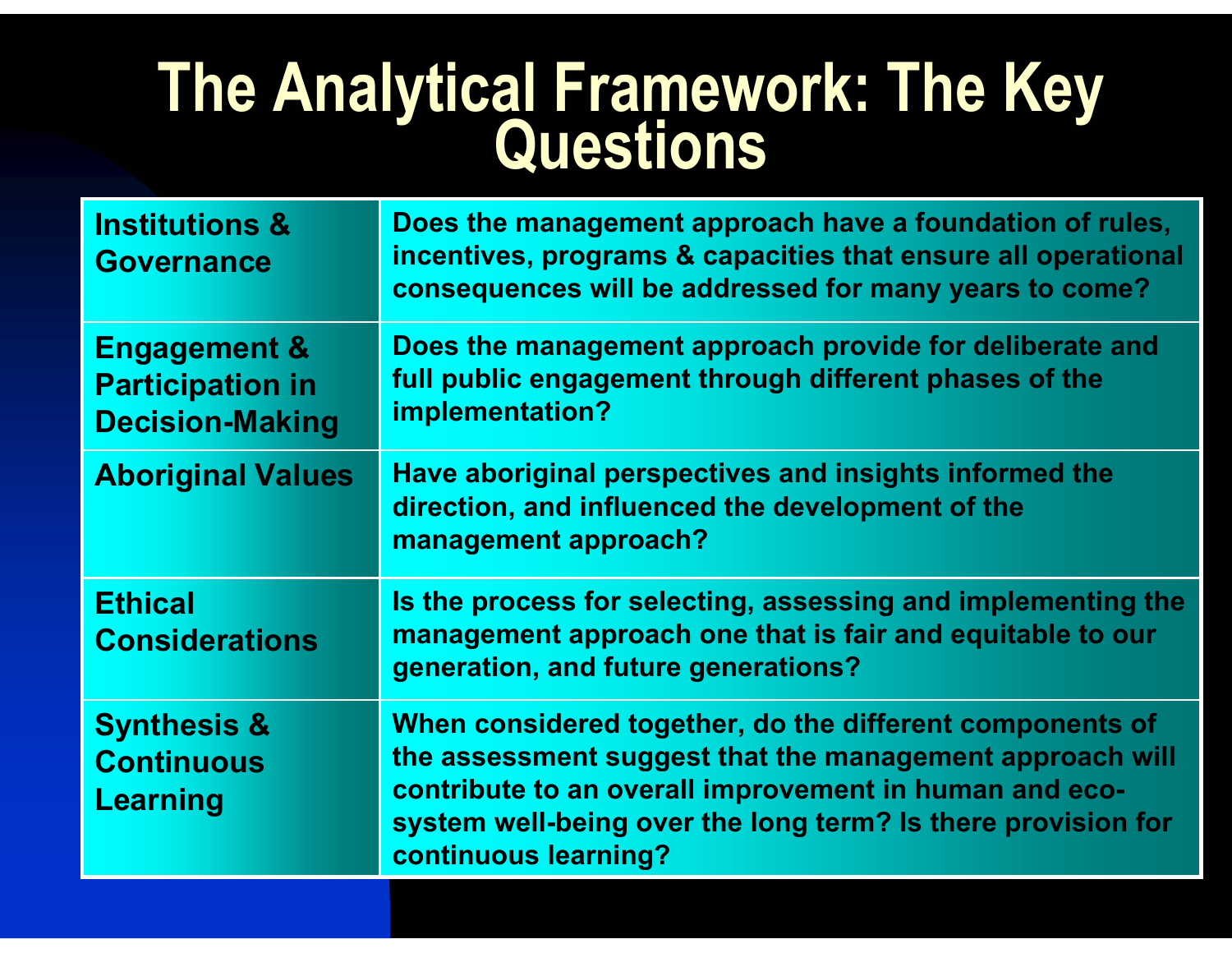# The Analytical Framework: The Key Questions

| | |
|---|---|
| **Institutions & Governance** | **Does the management approach have a foundation of rules, incentives, programs & capacities that ensure all operational consequences will be addressed for many years to come?** |
| **Engagement & Participation in Decision-Making** | **Does the management approach provide for deliberate and full public engagement through different phases of the implementation?** |
| **Aboriginal Values** | **Have aboriginal perspectives and insights informed the direction, and influenced the development of the management approach?** |
| **Ethical Considerations** | **Is the process for selecting, assessing and implementing the management approach one that is fair and equitable to our generation, and future generations?** |
| **Synthesis & Continuous Learning** | **When considered together, do the different components of the assessment suggest that the management approach will contribute to an overall improvement in human and eco-system well-being over the long term? Is there provision for continuous learning?** |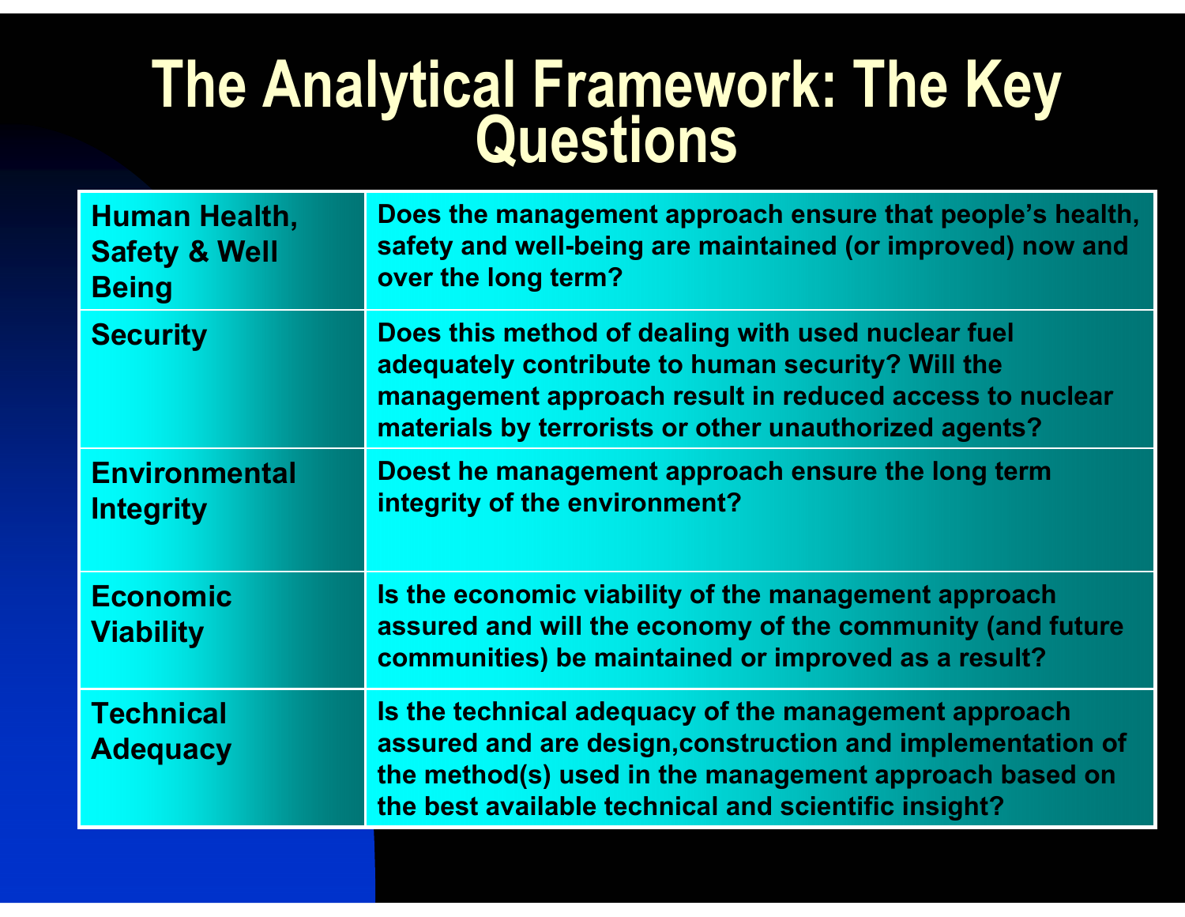# The Analytical Framework: The Key Questions

| | |
|---|---|
| **Human Health, Safety & Well Being** | **Does the management approach ensure that people's health, safety and well-being are maintained (or improved) now and over the long term?** |
| **Security** | **Does this method of dealing with used nuclear fuel adequately contribute to human security? Will the management approach result in reduced access to nuclear materials by terrorists or other unauthorized agents?** |
| **Environmental Integrity** | **Doest he management approach ensure the long term integrity of the environment?** |
| **Economic Viability** | **Is the economic viability of the management approach assured and will the economy of the community (and future communities) be maintained or improved as a result?** |
| **Technical Adequacy** | **Is the technical adequacy of the management approach assured and are design,construction and implementation of the method(s) used in the management approach based on the best available technical and scientific insight?** |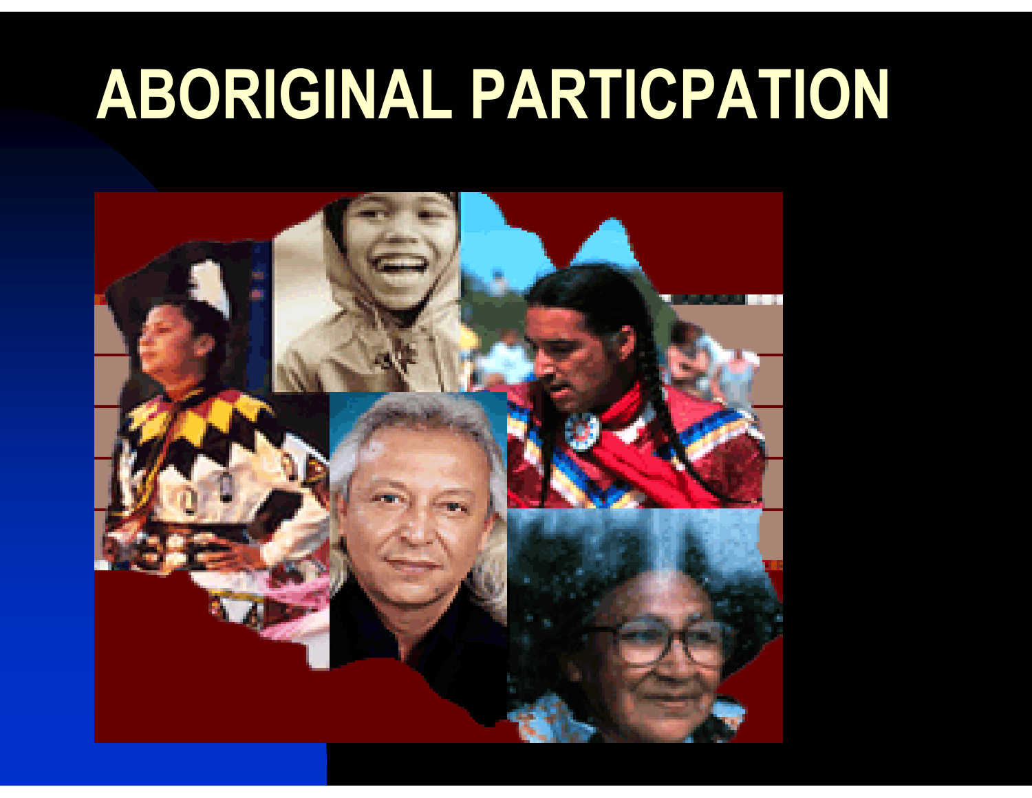# ABORIGINAL PARTICPATION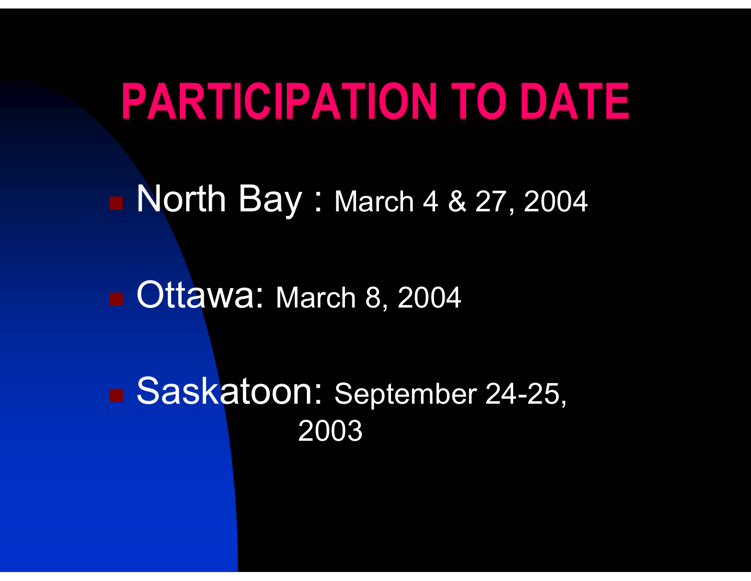# PARTICIPATION TO DATE

- North Bay : March 4 & 27, 2004
- Ottawa: March 8, 2004
- Saskatoon: September 24-25, 2003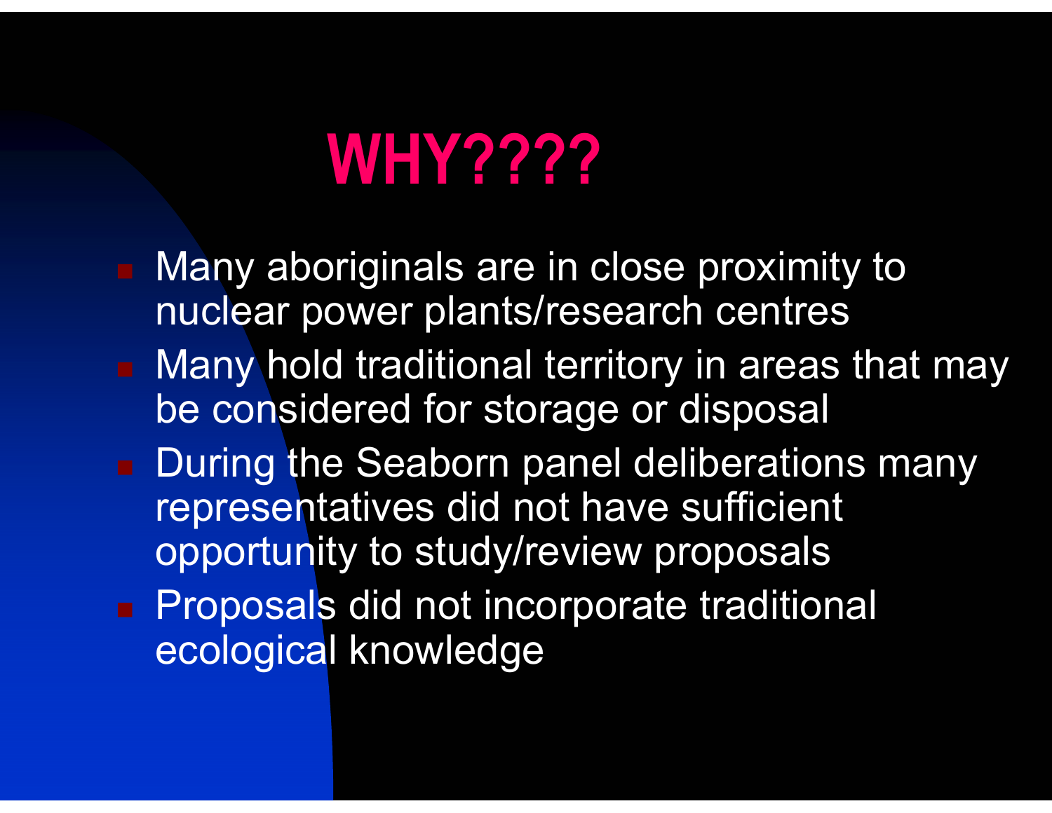# WHY????

- Many aboriginals are in close proximity to nuclear power plants/research centres
- Many hold traditional territory in areas that may be considered for storage or disposal
- During the Seaborn panel deliberations many representatives did not have sufficient opportunity to study/review proposals
- Proposals did not incorporate traditional ecological knowledge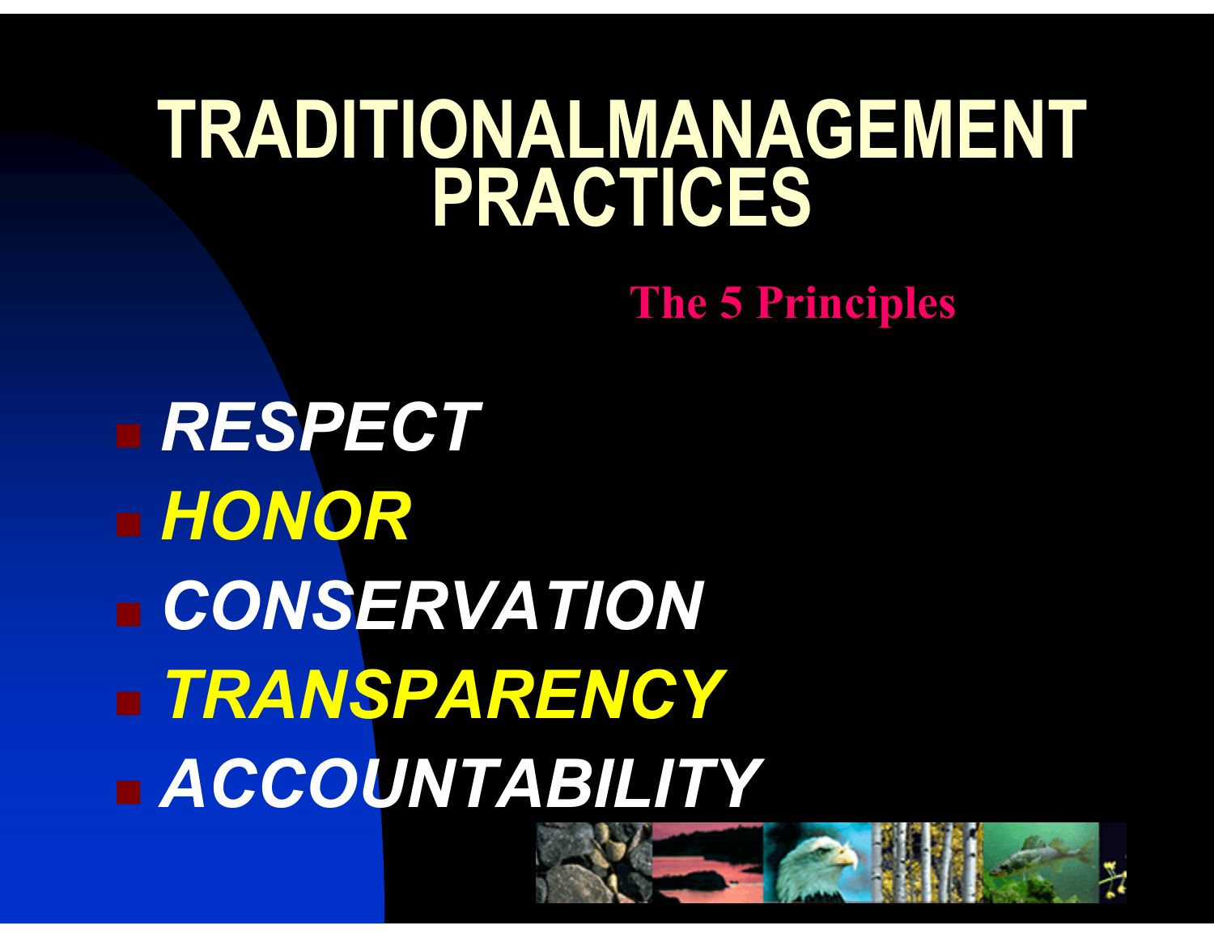# TRADITIONALMANAGEMENT PRACTICES

**The 5 Principles**

- ***RESPECT***
- ***HONOR***
- ***CONSERVATION***
- ***TRANSPARENCY***
- ***ACCOUNTABILITY***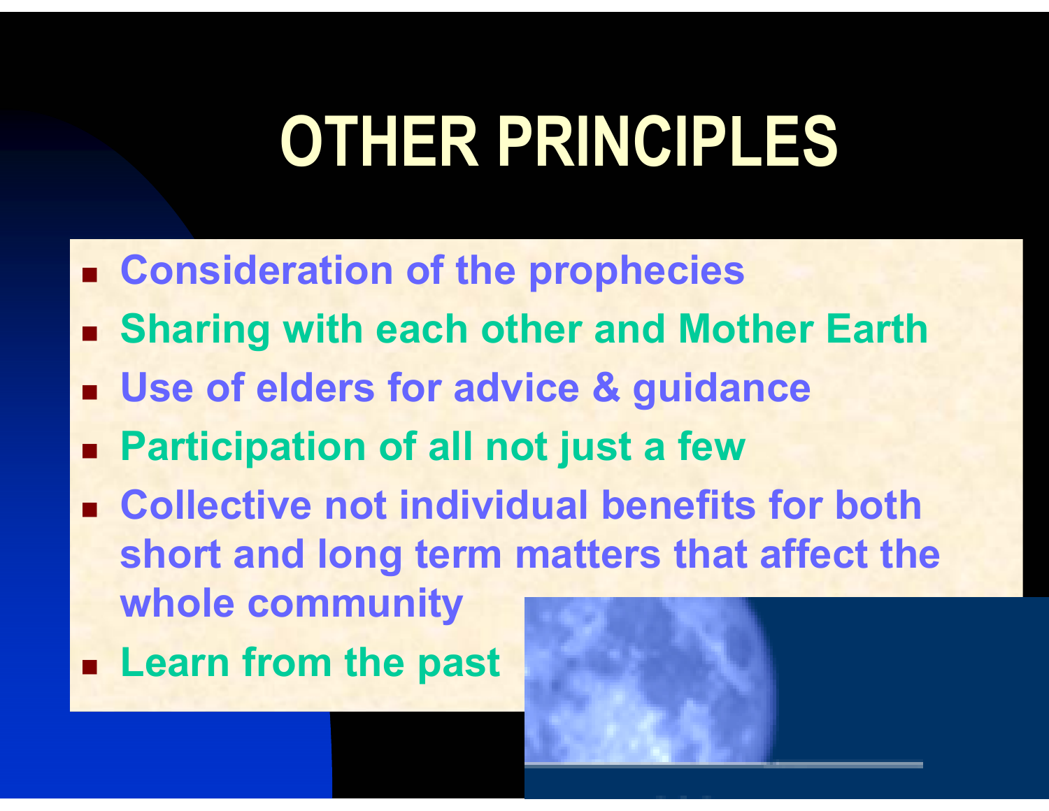# OTHER PRINCIPLES

- Consideration of the prophecies
- Sharing with each other and Mother Earth
- Use of elders for advice & guidance
- Participation of all not just a few
- Collective not individual benefits for both short and long term matters that affect the whole community
- Learn from the past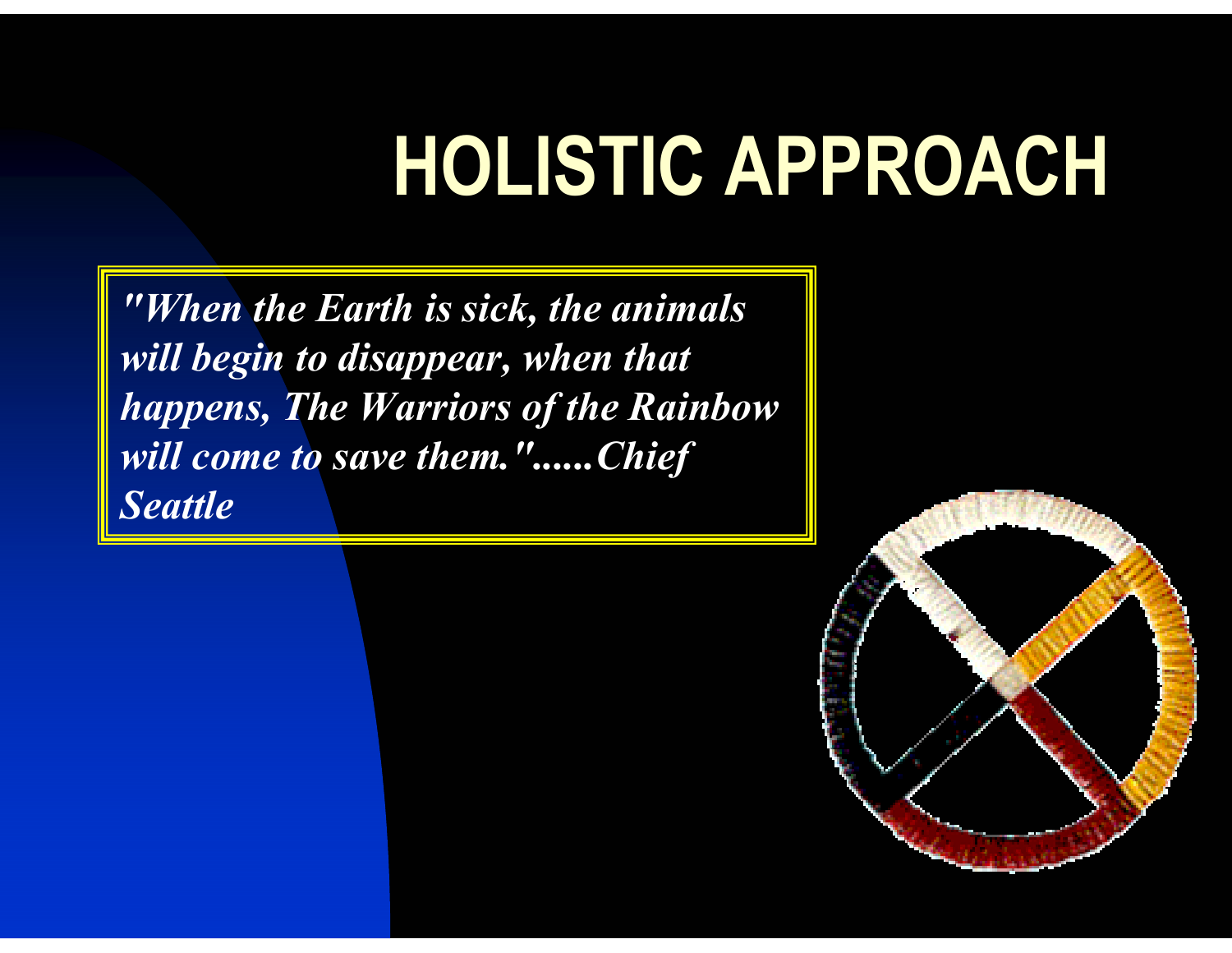# HOLISTIC APPROACH

*"When the Earth is sick, the animals will begin to disappear, when that happens, The Warriors of the Rainbow will come to save them."......Chief Seattle*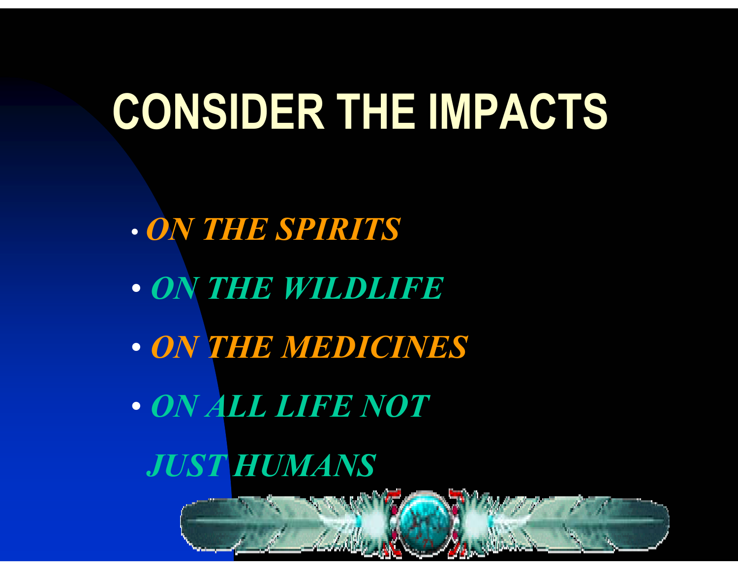# CONSIDER THE IMPACTS

- *ON THE SPIRITS*
- *ON THE WILDLIFE*
- *ON THE MEDICINES*
- *ON ALL LIFE NOT JUST HUMANS*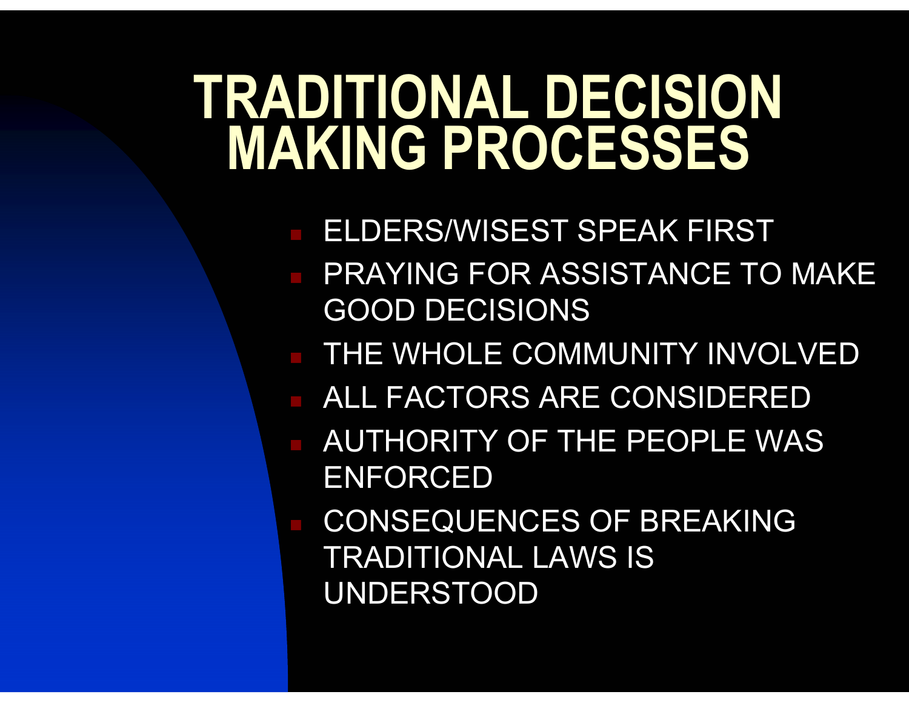# TRADITIONAL DECISION MAKING PROCESSES

- ELDERS/WISEST SPEAK FIRST
- PRAYING FOR ASSISTANCE TO MAKE GOOD DECISIONS
- THE WHOLE COMMUNITY INVOLVED
- ALL FACTORS ARE CONSIDERED
- AUTHORITY OF THE PEOPLE WAS ENFORCED
- CONSEQUENCES OF BREAKING TRADITIONAL LAWS IS UNDERSTOOD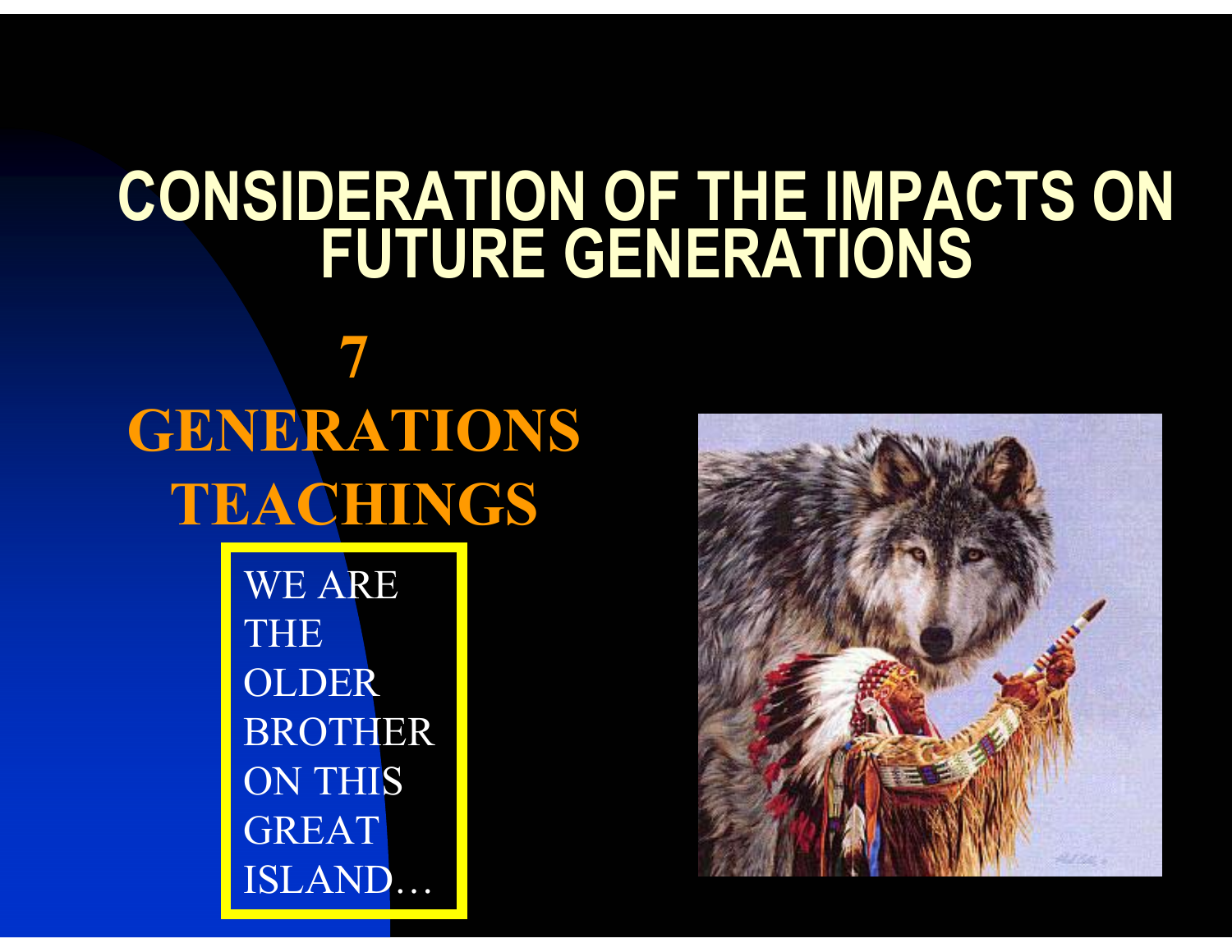# CONSIDERATION OF THE IMPACTS ON FUTURE GENERATIONS

## 7 GENERATIONS TEACHINGS

WE ARE THE OLDER BROTHER ON THIS GREAT ISLAND…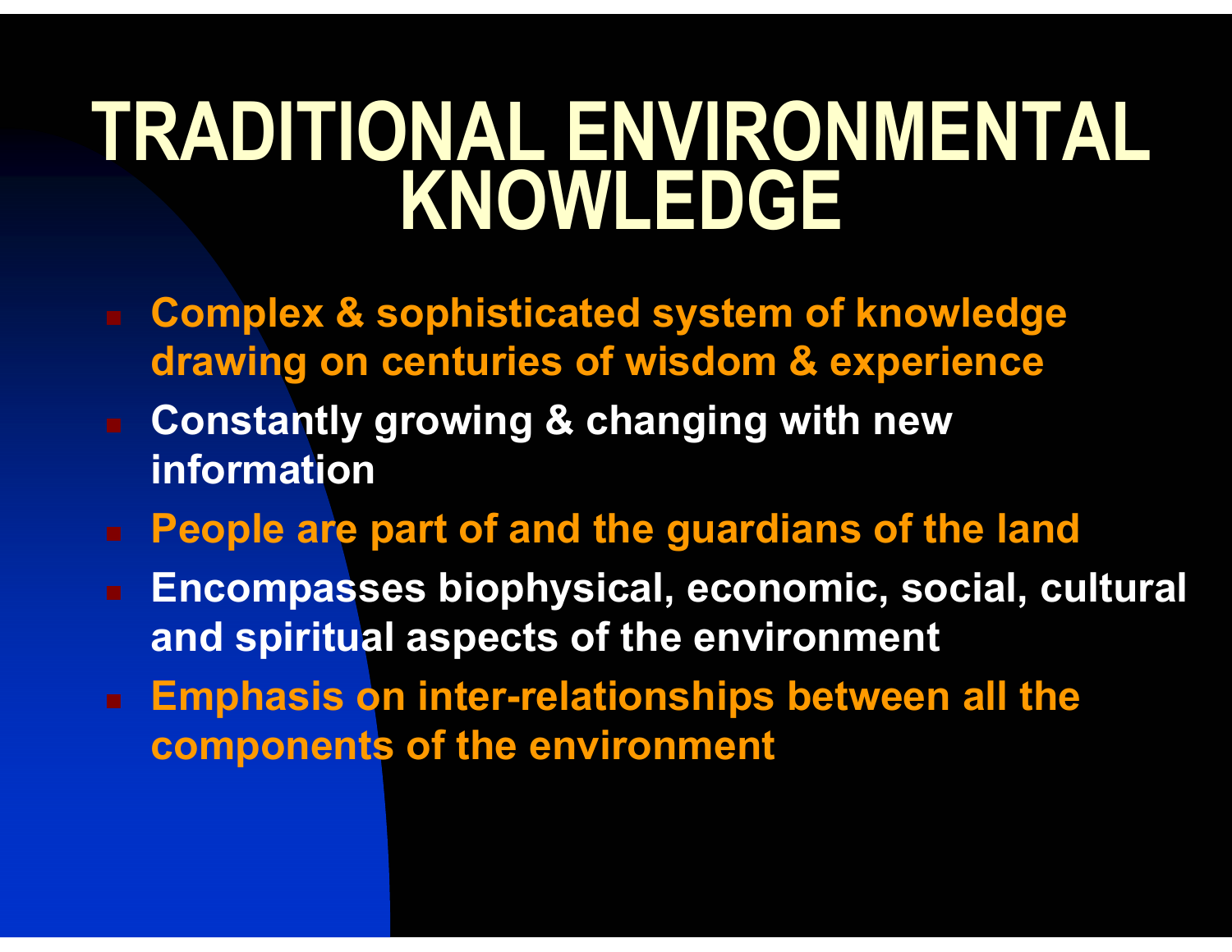# TRADITIONAL ENVIRONMENTAL KNOWLEDGE

- **Complex & sophisticated system of knowledge drawing on centuries of wisdom & experience**
- **Constantly growing & changing with new information**
- **People are part of and the guardians of the land**
- **Encompasses biophysical, economic, social, cultural and spiritual aspects of the environment**
- **Emphasis on inter-relationships between all the components of the environment**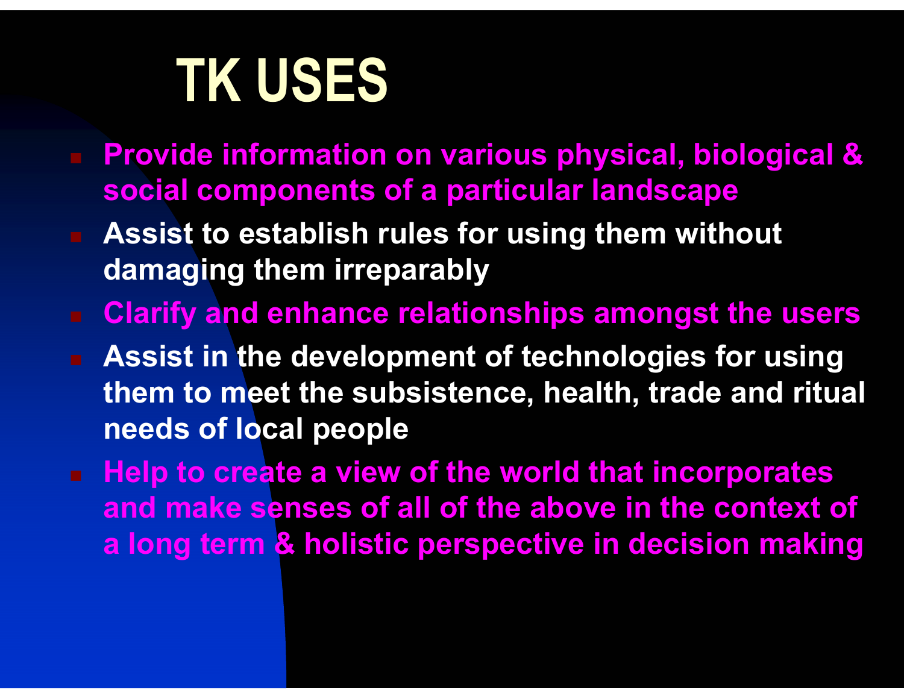# TK USES

- Provide information on various physical, biological & social components of a particular landscape
- Assist to establish rules for using them without damaging them irreparably
- Clarify and enhance relationships amongst the users
- Assist in the development of technologies for using them to meet the subsistence, health, trade and ritual needs of local people
- Help to create a view of the world that incorporates and make senses of all of the above in the context of a long term & holistic perspective in decision making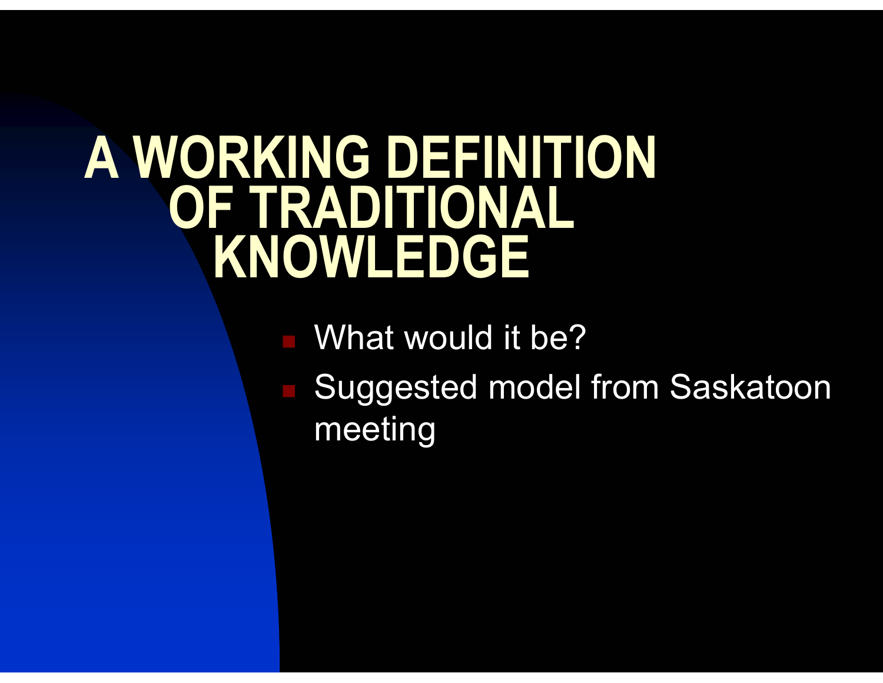# A WORKING DEFINITION OF TRADITIONAL KNOWLEDGE

- What would it be?
- Suggested model from Saskatoon meeting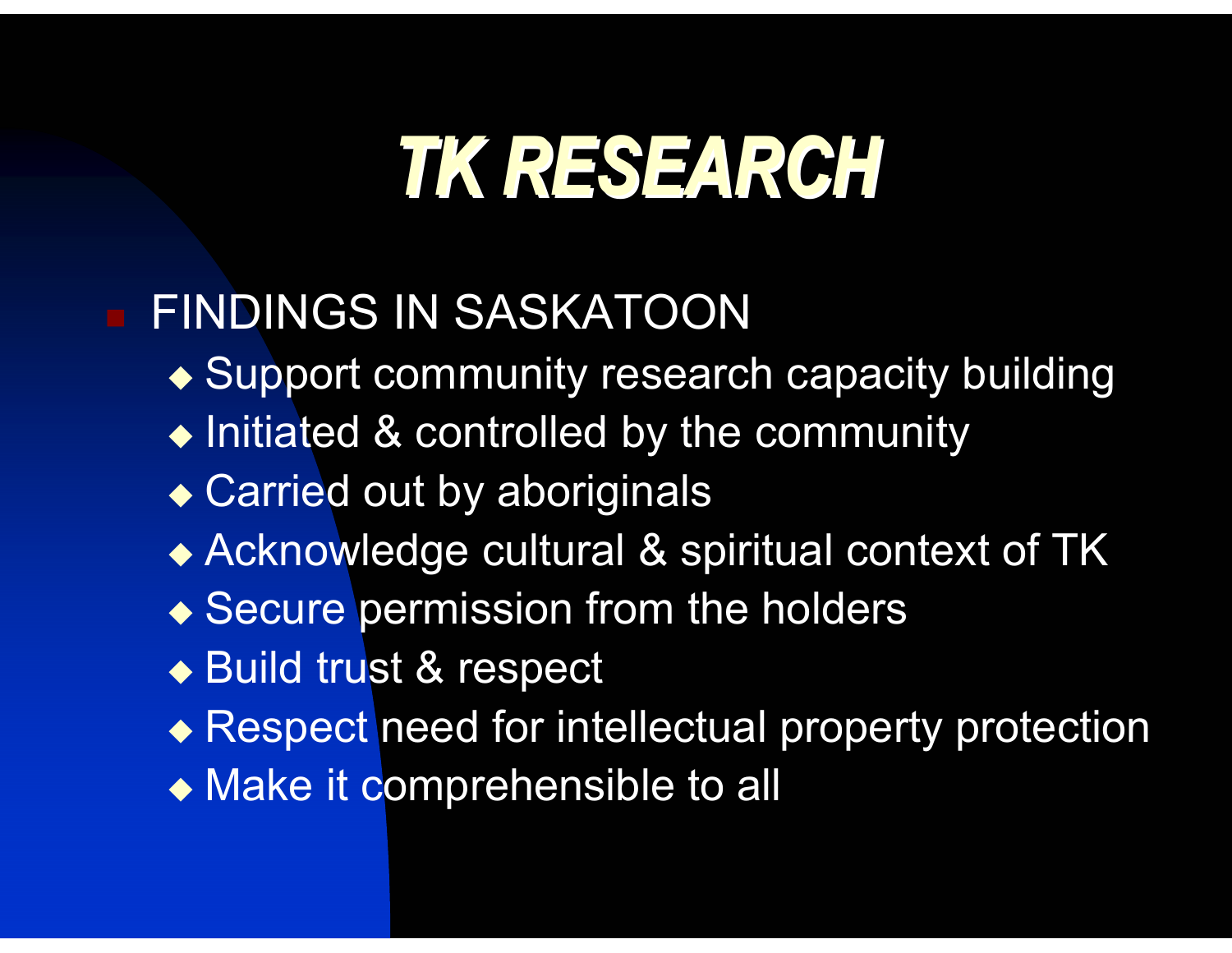# TK RESEARCH

- FINDINGS IN SASKATOON
  - Support community research capacity building
  - Initiated & controlled by the community
  - Carried out by aboriginals
  - Acknowledge cultural & spiritual context of TK
  - Secure permission from the holders
  - Build trust & respect
  - Respect need for intellectual property protection
  - Make it comprehensible to all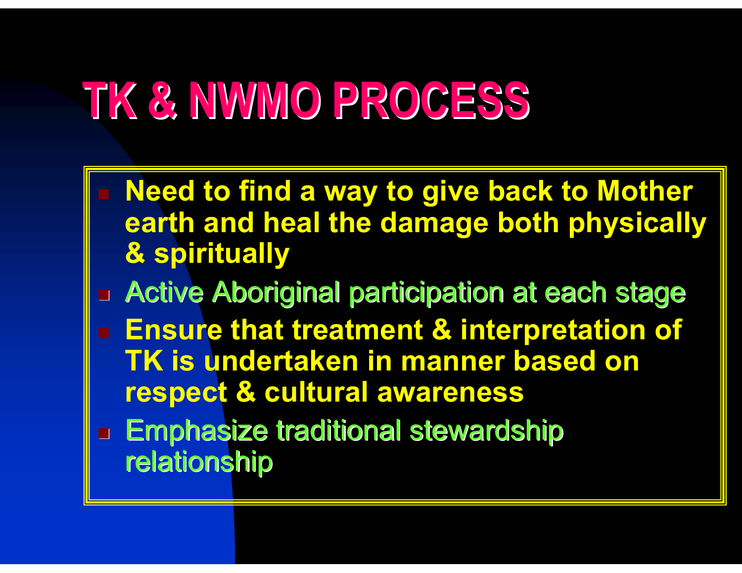# TK & NWMO PROCESS

- **Need to find a way to give back to Mother earth and heal the damage both physically & spiritually**
- Active Aboriginal participation at each stage
- **Ensure that treatment & interpretation of TK is undertaken in manner based on respect & cultural awareness**
- Emphasize traditional stewardship relationship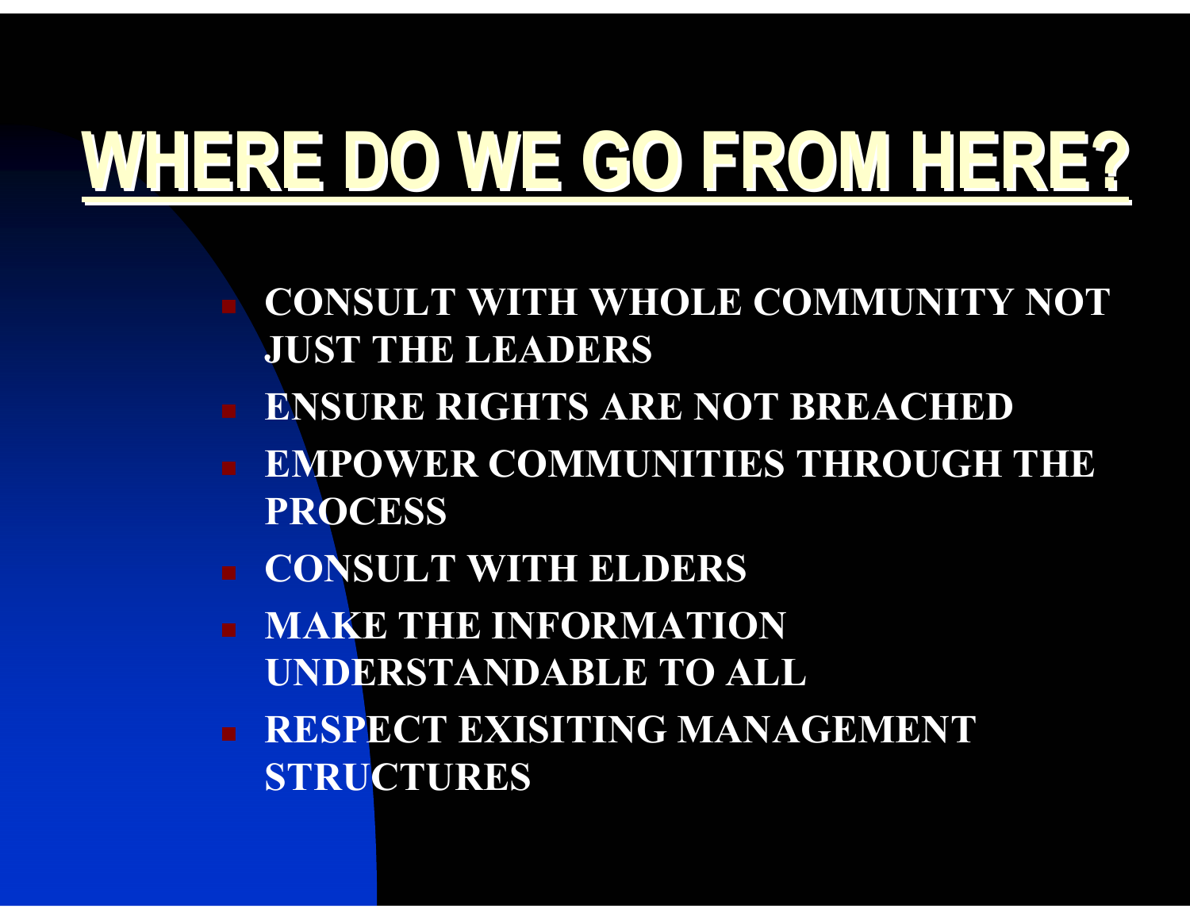# WHERE DO WE GO FROM HERE?

- **CONSULT WITH WHOLE COMMUNITY NOT JUST THE LEADERS**
- **ENSURE RIGHTS ARE NOT BREACHED**
- **EMPOWER COMMUNITIES THROUGH THE PROCESS**
- **CONSULT WITH ELDERS**
- **MAKE THE INFORMATION UNDERSTANDABLE TO ALL**
- **RESPECT EXISITING MANAGEMENT STRUCTURES**